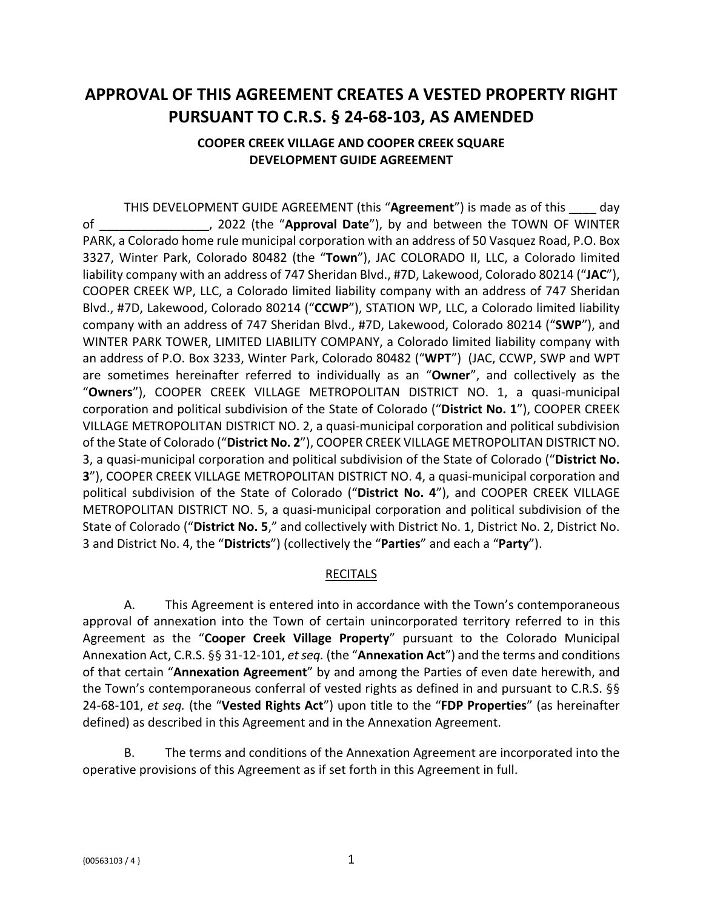# APPROVAL OF THIS AGREEMENT CREATES A VESTED PROPERTY RIGHT PURSUANT TO C.R.S. § 24-68-103, AS AMENDED

## COOPER CREEK VILLAGE AND COOPER CREEK SQUARE DEVELOPMENT GUIDE AGREEMENT

THIS DEVELOPMENT GUIDE AGREEMENT (this "**Agreement**") is made as of this ____ day of ________________, 2022 (the "**Approval Date**"), by and between the TOWN OF WINTER PARK, a Colorado home rule municipal corporation with an address of 50 Vasquez Road, P.O. Box 3327, Winter Park, Colorado 80482 (the "**Town**"), JAC COLORADO II, LLC, a Colorado limited liability company with an address of 747 Sheridan Blvd., #7D, Lakewood, Colorado 80214 ("**JAC**"), COOPER CREEK WP, LLC, a Colorado limited liability company with an address of 747 Sheridan Blvd., #7D, Lakewood, Colorado 80214 ("**CCWP**"), STATION WP, LLC, a Colorado limited liability company with an address of 747 Sheridan Blvd., #7D, Lakewood, Colorado 80214 ("**SWP**"), and WINTER PARK TOWER, LIMITED LIABILITY COMPANY, a Colorado limited liability company with an address of P.O. Box 3233, Winter Park, Colorado 80482 ("**WPT**") (JAC, CCWP, SWP and WPT are sometimes hereinafter referred to individually as an "**Owner**", and collectively as the "**Owners**"), COOPER CREEK VILLAGE METROPOLITAN DISTRICT NO. 1, a quasi-municipal corporation and political subdivision of the State of Colorado ("**District No. 1**"), COOPER CREEK VILLAGE METROPOLITAN DISTRICT NO. 2, a quasi-municipal corporation and political subdivision of the State of Colorado ("**District No. 2**"), COOPER CREEK VILLAGE METROPOLITAN DISTRICT NO. 3, a quasi-municipal corporation and political subdivision of the State of Colorado ("**District No. 3**"), COOPER CREEK VILLAGE METROPOLITAN DISTRICT NO. 4, a quasi-municipal corporation and political subdivision of the State of Colorado ("**District No. 4**"), and COOPER CREEK VILLAGE METROPOLITAN DISTRICT NO. 5, a quasi-municipal corporation and political subdivision of the State of Colorado ("**District No. 5**," and collectively with District No. 1, District No. 2, District No. 3 and District No. 4, the "**Districts**") (collectively the "**Parties**" and each a "**Party**").

<u>RECITALS</u>

A. This Agreement is entered into in accordance with the Town's contemporaneous approval of annexation into the Town of certain unincorporated territory referred to in this Agreement as the "**Cooper Creek Village Property**" pursuant to the Colorado Municipal Annexation Act, C.R.S. §§ 31-12-101, *et seq.* (the "**Annexation Act**") and the terms and conditions of that certain "**Annexation Agreement**" by and among the Parties of even date herewith, and the Town's contemporaneous conferral of vested rights as defined in and pursuant to C.R.S. §§ 24-68-101, *et seq.* (the "**Vested Rights Act**") upon title to the "**FDP Properties**" (as hereinafter defined) as described in this Agreement and in the Annexation Agreement.

B. The terms and conditions of the Annexation Agreement are incorporated into the operative provisions of this Agreement as if set forth in this Agreement in full.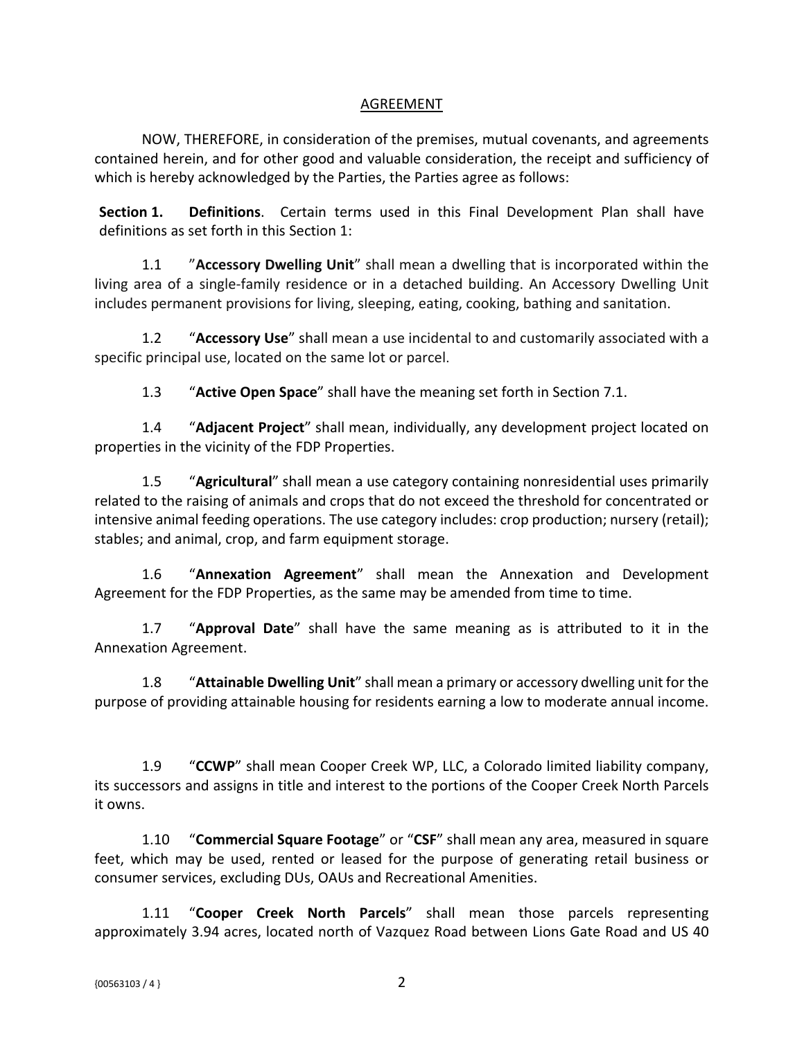## AGREEMENT

NOW, THEREFORE, in consideration of the premises, mutual covenants, and agreements contained herein, and for other good and valuable consideration, the receipt and sufficiency of which is hereby acknowledged by the Parties, the Parties agree as follows:

**Section 1. Definitions**. Certain terms used in this Final Development Plan shall have definitions as set forth in this Section 1:

1.1 "**Accessory Dwelling Unit**" shall mean a dwelling that is incorporated within the living area of a single-family residence or in a detached building. An Accessory Dwelling Unit includes permanent provisions for living, sleeping, eating, cooking, bathing and sanitation.

1.2 "**Accessory Use**" shall mean a use incidental to and customarily associated with a specific principal use, located on the same lot or parcel.

1.3 "**Active Open Space**" shall have the meaning set forth in Section 7.1.

1.4 "**Adjacent Project**" shall mean, individually, any development project located on properties in the vicinity of the FDP Properties.

1.5 "**Agricultural**" shall mean a use category containing nonresidential uses primarily related to the raising of animals and crops that do not exceed the threshold for concentrated or intensive animal feeding operations. The use category includes: crop production; nursery (retail); stables; and animal, crop, and farm equipment storage.

1.6 "**Annexation Agreement**" shall mean the Annexation and Development Agreement for the FDP Properties, as the same may be amended from time to time.

1.7 "**Approval Date**" shall have the same meaning as is attributed to it in the Annexation Agreement.

1.8 "**Attainable Dwelling Unit**" shall mean a primary or accessory dwelling unit for the purpose of providing attainable housing for residents earning a low to moderate annual income.

1.9 "**CCWP**" shall mean Cooper Creek WP, LLC, a Colorado limited liability company, its successors and assigns in title and interest to the portions of the Cooper Creek North Parcels it owns.

1.10 "**Commercial Square Footage**" or "**CSF**" shall mean any area, measured in square feet, which may be used, rented or leased for the purpose of generating retail business or consumer services, excluding DUs, OAUs and Recreational Amenities.

1.11 "**Cooper Creek North Parcels**" shall mean those parcels representing approximately 3.94 acres, located north of Vazquez Road between Lions Gate Road and US 40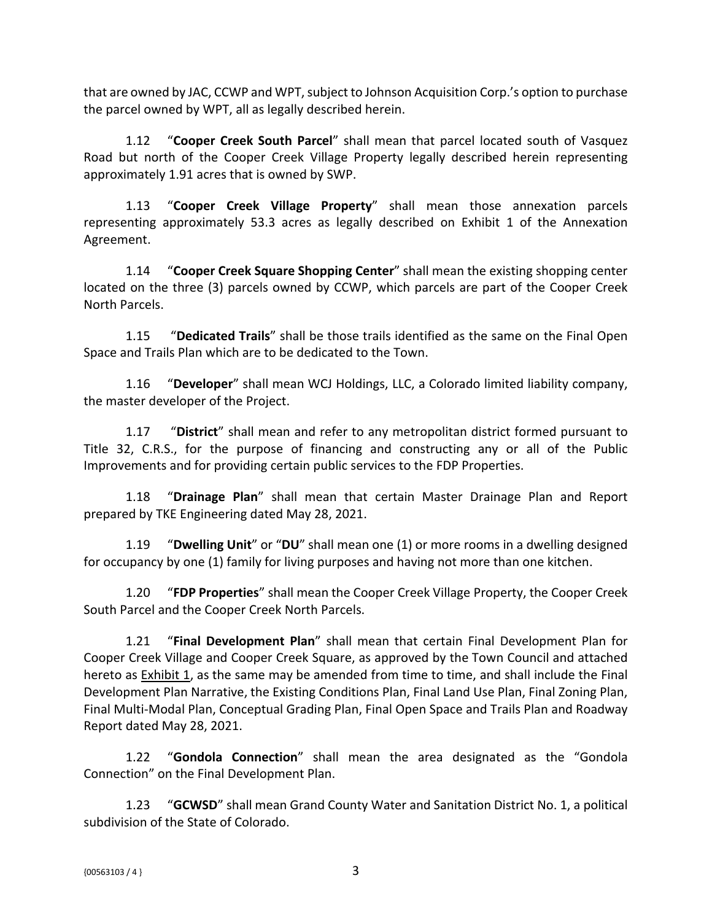that are owned by JAC, CCWP and WPT, subject to Johnson Acquisition Corp.'s option to purchase the parcel owned by WPT, all as legally described herein.

1.12 "**Cooper Creek South Parcel**" shall mean that parcel located south of Vasquez Road but north of the Cooper Creek Village Property legally described herein representing approximately 1.91 acres that is owned by SWP.

1.13 "**Cooper Creek Village Property**" shall mean those annexation parcels representing approximately 53.3 acres as legally described on Exhibit 1 of the Annexation Agreement.

1.14 "**Cooper Creek Square Shopping Center**" shall mean the existing shopping center located on the three (3) parcels owned by CCWP, which parcels are part of the Cooper Creek North Parcels.

1.15 "**Dedicated Trails**" shall be those trails identified as the same on the Final Open Space and Trails Plan which are to be dedicated to the Town.

1.16 "**Developer**" shall mean WCJ Holdings, LLC, a Colorado limited liability company, the master developer of the Project.

1.17 "**District**" shall mean and refer to any metropolitan district formed pursuant to Title 32, C.R.S., for the purpose of financing and constructing any or all of the Public Improvements and for providing certain public services to the FDP Properties.

1.18 "**Drainage Plan**" shall mean that certain Master Drainage Plan and Report prepared by TKE Engineering dated May 28, 2021.

1.19 "**Dwelling Unit**" or "**DU**" shall mean one (1) or more rooms in a dwelling designed for occupancy by one (1) family for living purposes and having not more than one kitchen.

1.20 "**FDP Properties**" shall mean the Cooper Creek Village Property, the Cooper Creek South Parcel and the Cooper Creek North Parcels.

1.21 "**Final Development Plan**" shall mean that certain Final Development Plan for Cooper Creek Village and Cooper Creek Square, as approved by the Town Council and attached hereto as Exhibit 1, as the same may be amended from time to time, and shall include the Final Development Plan Narrative, the Existing Conditions Plan, Final Land Use Plan, Final Zoning Plan, Final Multi-Modal Plan, Conceptual Grading Plan, Final Open Space and Trails Plan and Roadway Report dated May 28, 2021.

1.22 "**Gondola Connection**" shall mean the area designated as the "Gondola Connection" on the Final Development Plan.

1.23 "**GCWSD**" shall mean Grand County Water and Sanitation District No. 1, a political subdivision of the State of Colorado.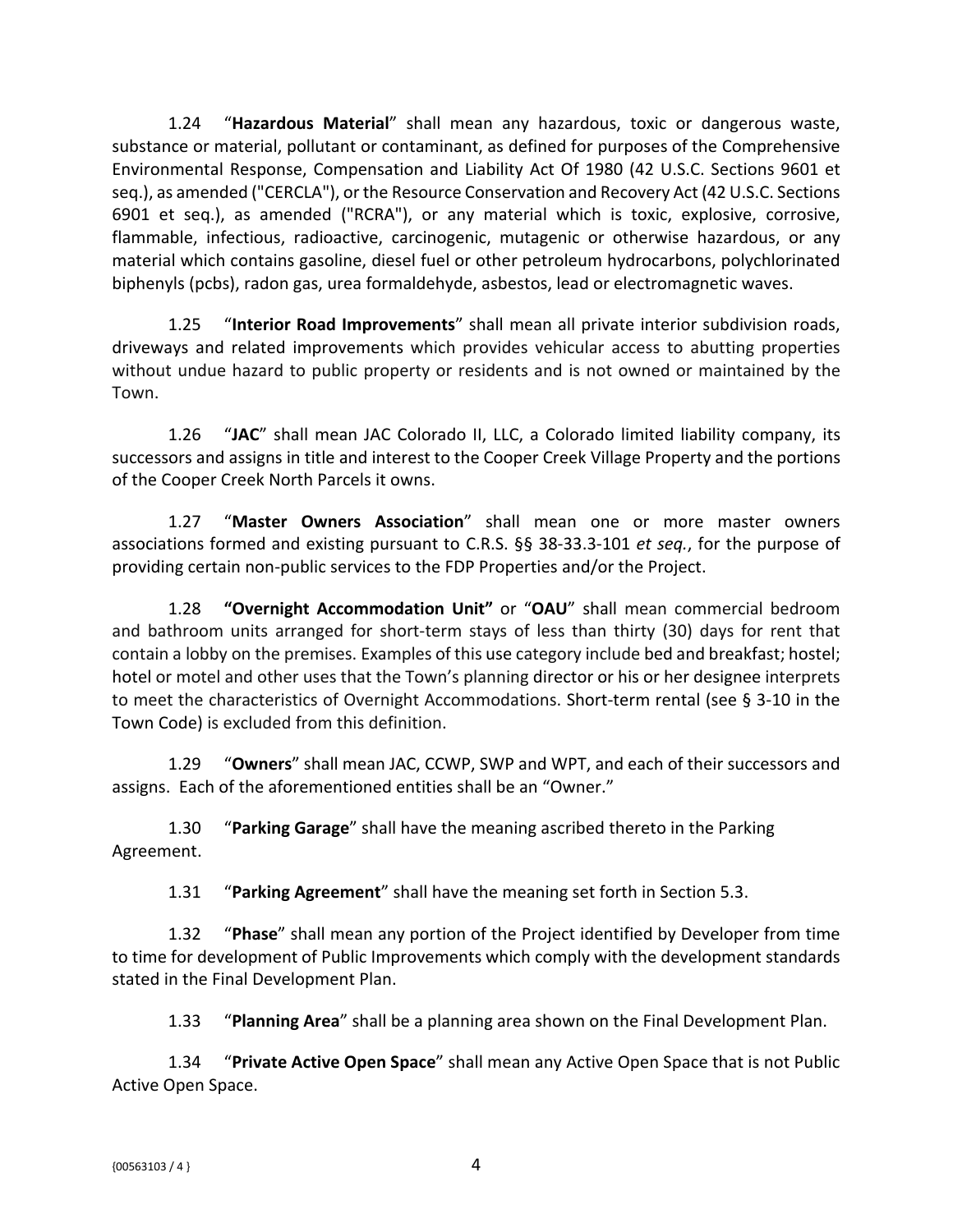1.24 "**Hazardous Material**" shall mean any hazardous, toxic or dangerous waste, substance or material, pollutant or contaminant, as defined for purposes of the Comprehensive Environmental Response, Compensation and Liability Act Of 1980 (42 U.S.C. Sections 9601 et seq.), as amended ("CERCLA"), or the Resource Conservation and Recovery Act (42 U.S.C. Sections 6901 et seq.), as amended ("RCRA"), or any material which is toxic, explosive, corrosive, flammable, infectious, radioactive, carcinogenic, mutagenic or otherwise hazardous, or any material which contains gasoline, diesel fuel or other petroleum hydrocarbons, polychlorinated biphenyls (pcbs), radon gas, urea formaldehyde, asbestos, lead or electromagnetic waves.

1.25 "**Interior Road Improvements**" shall mean all private interior subdivision roads, driveways and related improvements which provides vehicular access to abutting properties without undue hazard to public property or residents and is not owned or maintained by the Town.

1.26 "**JAC**" shall mean JAC Colorado II, LLC, a Colorado limited liability company, its successors and assigns in title and interest to the Cooper Creek Village Property and the portions of the Cooper Creek North Parcels it owns.

1.27 "**Master Owners Association**" shall mean one or more master owners associations formed and existing pursuant to C.R.S. §§ 38-33.3-101 *et seq.*, for the purpose of providing certain non-public services to the FDP Properties and/or the Project.

1.28 **"Overnight Accommodation Unit"** or "**OAU**" shall mean commercial bedroom and bathroom units arranged for short-term stays of less than thirty (30) days for rent that contain a lobby on the premises. Examples of this use category include bed and breakfast; hostel; hotel or motel and other uses that the Town's planning director or his or her designee interprets to meet the characteristics of Overnight Accommodations. Short-term rental (see § 3-10 in the Town Code) is excluded from this definition.

1.29 "**Owners**" shall mean JAC, CCWP, SWP and WPT, and each of their successors and assigns. Each of the aforementioned entities shall be an "Owner."

1.30 "**Parking Garage**" shall have the meaning ascribed thereto in the Parking Agreement.

1.31 "**Parking Agreement**" shall have the meaning set forth in Section 5.3.

1.32 "**Phase**" shall mean any portion of the Project identified by Developer from time to time for development of Public Improvements which comply with the development standards stated in the Final Development Plan.

1.33 "**Planning Area**" shall be a planning area shown on the Final Development Plan.

1.34 "**Private Active Open Space**" shall mean any Active Open Space that is not Public Active Open Space.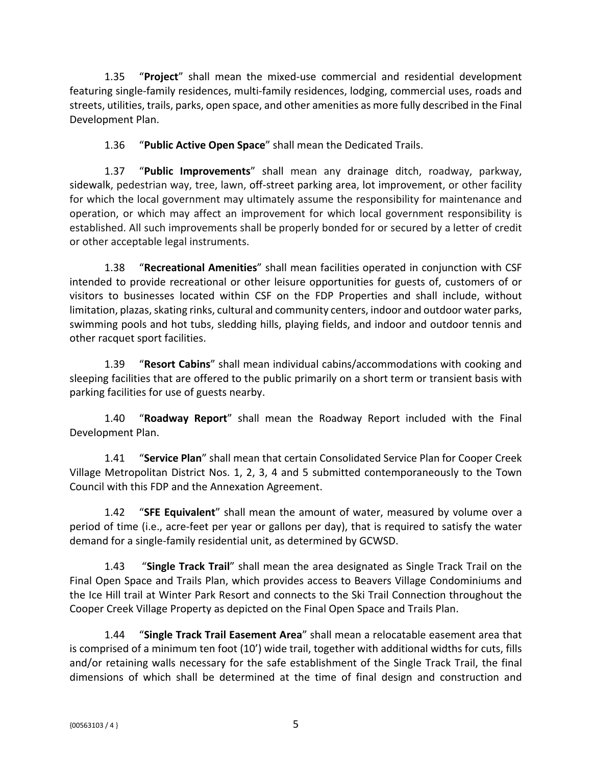1.35 "**Project**" shall mean the mixed-use commercial and residential development featuring single-family residences, multi-family residences, lodging, commercial uses, roads and streets, utilities, trails, parks, open space, and other amenities as more fully described in the Final Development Plan.

1.36 "**Public Active Open Space**" shall mean the Dedicated Trails.

1.37 "**Public Improvements**" shall mean any drainage ditch, roadway, parkway, sidewalk, pedestrian way, tree, lawn, off-street parking area, lot improvement, or other facility for which the local government may ultimately assume the responsibility for maintenance and operation, or which may affect an improvement for which local government responsibility is established. All such improvements shall be properly bonded for or secured by a letter of credit or other acceptable legal instruments.

1.38 "**Recreational Amenities**" shall mean facilities operated in conjunction with CSF intended to provide recreational or other leisure opportunities for guests of, customers of or visitors to businesses located within CSF on the FDP Properties and shall include, without limitation, plazas, skating rinks, cultural and community centers, indoor and outdoor water parks, swimming pools and hot tubs, sledding hills, playing fields, and indoor and outdoor tennis and other racquet sport facilities.

1.39 "**Resort Cabins**" shall mean individual cabins/accommodations with cooking and sleeping facilities that are offered to the public primarily on a short term or transient basis with parking facilities for use of guests nearby.

1.40 "**Roadway Report**" shall mean the Roadway Report included with the Final Development Plan.

1.41 "**Service Plan**" shall mean that certain Consolidated Service Plan for Cooper Creek Village Metropolitan District Nos. 1, 2, 3, 4 and 5 submitted contemporaneously to the Town Council with this FDP and the Annexation Agreement.

1.42 "**SFE Equivalent**" shall mean the amount of water, measured by volume over a period of time (i.e., acre-feet per year or gallons per day), that is required to satisfy the water demand for a single-family residential unit, as determined by GCWSD.

1.43 "**Single Track Trail**" shall mean the area designated as Single Track Trail on the Final Open Space and Trails Plan, which provides access to Beavers Village Condominiums and the Ice Hill trail at Winter Park Resort and connects to the Ski Trail Connection throughout the Cooper Creek Village Property as depicted on the Final Open Space and Trails Plan.

1.44 "**Single Track Trail Easement Area**" shall mean a relocatable easement area that is comprised of a minimum ten foot (10') wide trail, together with additional widths for cuts, fills and/or retaining walls necessary for the safe establishment of the Single Track Trail, the final dimensions of which shall be determined at the time of final design and construction and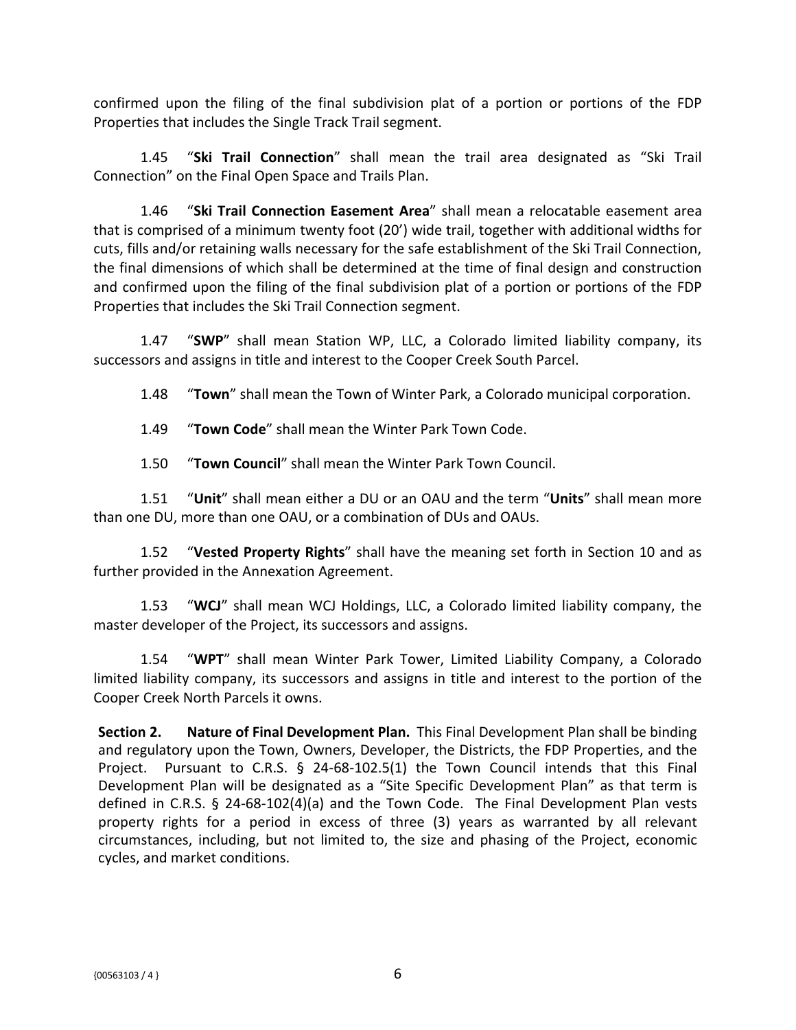confirmed upon the filing of the final subdivision plat of a portion or portions of the FDP Properties that includes the Single Track Trail segment.

1.45 "**Ski Trail Connection**" shall mean the trail area designated as "Ski Trail Connection" on the Final Open Space and Trails Plan.

1.46 "**Ski Trail Connection Easement Area**" shall mean a relocatable easement area that is comprised of a minimum twenty foot (20') wide trail, together with additional widths for cuts, fills and/or retaining walls necessary for the safe establishment of the Ski Trail Connection, the final dimensions of which shall be determined at the time of final design and construction and confirmed upon the filing of the final subdivision plat of a portion or portions of the FDP Properties that includes the Ski Trail Connection segment.

1.47 "**SWP**" shall mean Station WP, LLC, a Colorado limited liability company, its successors and assigns in title and interest to the Cooper Creek South Parcel.

1.48 "**Town**" shall mean the Town of Winter Park, a Colorado municipal corporation.

1.49 "**Town Code**" shall mean the Winter Park Town Code.

1.50 "**Town Council**" shall mean the Winter Park Town Council.

1.51 "**Unit**" shall mean either a DU or an OAU and the term "**Units**" shall mean more than one DU, more than one OAU, or a combination of DUs and OAUs.

1.52 "**Vested Property Rights**" shall have the meaning set forth in Section 10 and as further provided in the Annexation Agreement.

1.53 "**WCJ**" shall mean WCJ Holdings, LLC, a Colorado limited liability company, the master developer of the Project, its successors and assigns.

1.54 "**WPT**" shall mean Winter Park Tower, Limited Liability Company, a Colorado limited liability company, its successors and assigns in title and interest to the portion of the Cooper Creek North Parcels it owns.

**Section 2. Nature of Final Development Plan.** This Final Development Plan shall be binding and regulatory upon the Town, Owners, Developer, the Districts, the FDP Properties, and the Project. Pursuant to C.R.S. § 24-68-102.5(1) the Town Council intends that this Final Development Plan will be designated as a "Site Specific Development Plan" as that term is defined in C.R.S. § 24-68-102(4)(a) and the Town Code. The Final Development Plan vests property rights for a period in excess of three (3) years as warranted by all relevant circumstances, including, but not limited to, the size and phasing of the Project, economic cycles, and market conditions.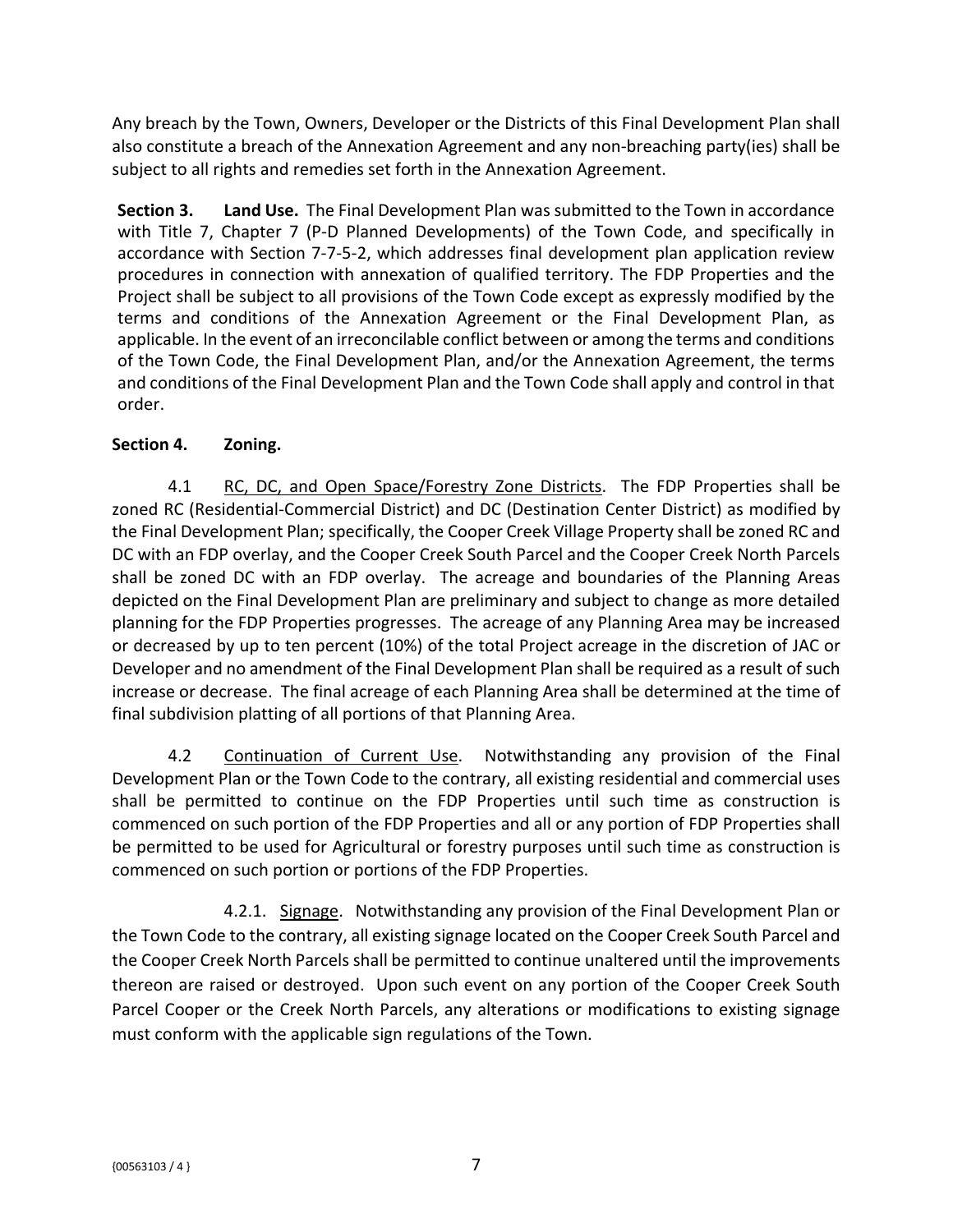Any breach by the Town, Owners, Developer or the Districts of this Final Development Plan shall also constitute a breach of the Annexation Agreement and any non-breaching party(ies) shall be subject to all rights and remedies set forth in the Annexation Agreement.

**Section 3. Land Use.** The Final Development Plan was submitted to the Town in accordance with Title 7, Chapter 7 (P-D Planned Developments) of the Town Code, and specifically in accordance with Section 7-7-5-2, which addresses final development plan application review procedures in connection with annexation of qualified territory. The FDP Properties and the Project shall be subject to all provisions of the Town Code except as expressly modified by the terms and conditions of the Annexation Agreement or the Final Development Plan, as applicable. In the event of an irreconcilable conflict between or among the terms and conditions of the Town Code, the Final Development Plan, and/or the Annexation Agreement, the terms and conditions of the Final Development Plan and the Town Code shall apply and control in that order.

**Section 4. Zoning.**

4.1 RC, DC, and Open Space/Forestry Zone Districts. The FDP Properties shall be zoned RC (Residential-Commercial District) and DC (Destination Center District) as modified by the Final Development Plan; specifically, the Cooper Creek Village Property shall be zoned RC and DC with an FDP overlay, and the Cooper Creek South Parcel and the Cooper Creek North Parcels shall be zoned DC with an FDP overlay. The acreage and boundaries of the Planning Areas depicted on the Final Development Plan are preliminary and subject to change as more detailed planning for the FDP Properties progresses. The acreage of any Planning Area may be increased or decreased by up to ten percent (10%) of the total Project acreage in the discretion of JAC or Developer and no amendment of the Final Development Plan shall be required as a result of such increase or decrease. The final acreage of each Planning Area shall be determined at the time of final subdivision platting of all portions of that Planning Area.

4.2 Continuation of Current Use. Notwithstanding any provision of the Final Development Plan or the Town Code to the contrary, all existing residential and commercial uses shall be permitted to continue on the FDP Properties until such time as construction is commenced on such portion of the FDP Properties and all or any portion of FDP Properties shall be permitted to be used for Agricultural or forestry purposes until such time as construction is commenced on such portion or portions of the FDP Properties.

4.2.1. Signage. Notwithstanding any provision of the Final Development Plan or the Town Code to the contrary, all existing signage located on the Cooper Creek South Parcel and the Cooper Creek North Parcels shall be permitted to continue unaltered until the improvements thereon are raised or destroyed. Upon such event on any portion of the Cooper Creek South Parcel Cooper or the Creek North Parcels, any alterations or modifications to existing signage must conform with the applicable sign regulations of the Town.

{00563103 / 4 }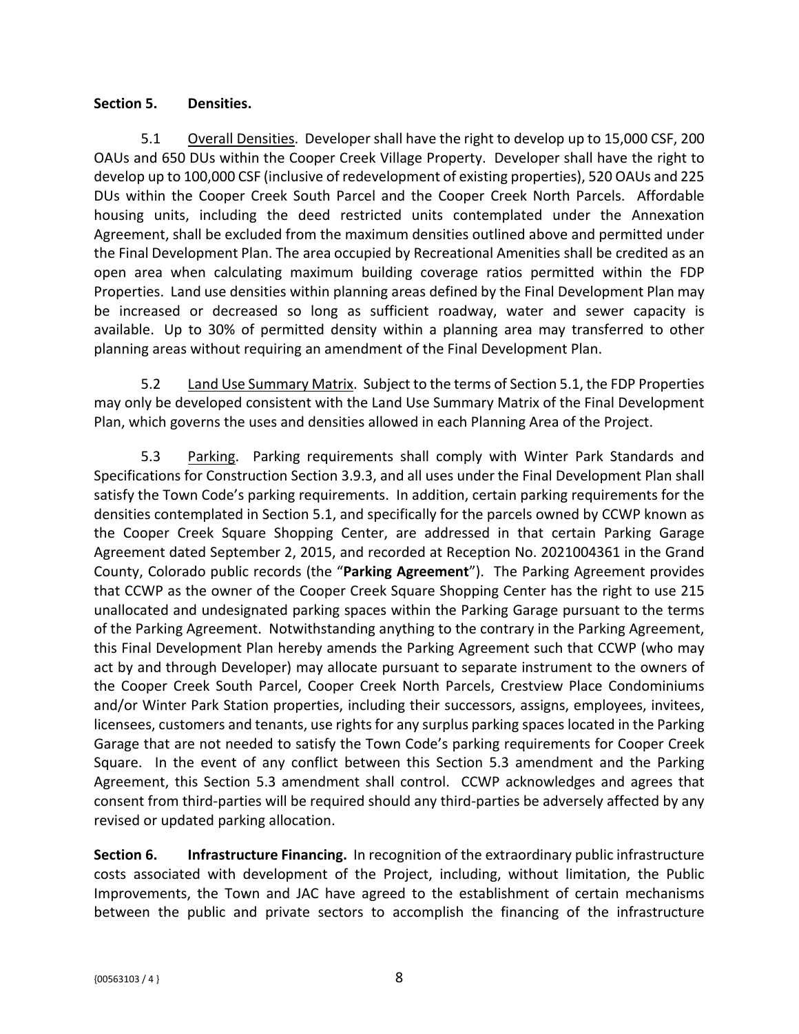**Section 5. Densities.**

5.1 Overall Densities. Developer shall have the right to develop up to 15,000 CSF, 200 OAUs and 650 DUs within the Cooper Creek Village Property. Developer shall have the right to develop up to 100,000 CSF (inclusive of redevelopment of existing properties), 520 OAUs and 225 DUs within the Cooper Creek South Parcel and the Cooper Creek North Parcels. Affordable housing units, including the deed restricted units contemplated under the Annexation Agreement, shall be excluded from the maximum densities outlined above and permitted under the Final Development Plan. The area occupied by Recreational Amenities shall be credited as an open area when calculating maximum building coverage ratios permitted within the FDP Properties. Land use densities within planning areas defined by the Final Development Plan may be increased or decreased so long as sufficient roadway, water and sewer capacity is available. Up to 30% of permitted density within a planning area may transferred to other planning areas without requiring an amendment of the Final Development Plan.

5.2 Land Use Summary Matrix. Subject to the terms of Section 5.1, the FDP Properties may only be developed consistent with the Land Use Summary Matrix of the Final Development Plan, which governs the uses and densities allowed in each Planning Area of the Project.

5.3 Parking. Parking requirements shall comply with Winter Park Standards and Specifications for Construction Section 3.9.3, and all uses under the Final Development Plan shall satisfy the Town Code's parking requirements. In addition, certain parking requirements for the densities contemplated in Section 5.1, and specifically for the parcels owned by CCWP known as the Cooper Creek Square Shopping Center, are addressed in that certain Parking Garage Agreement dated September 2, 2015, and recorded at Reception No. 2021004361 in the Grand County, Colorado public records (the "**Parking Agreement**"). The Parking Agreement provides that CCWP as the owner of the Cooper Creek Square Shopping Center has the right to use 215 unallocated and undesignated parking spaces within the Parking Garage pursuant to the terms of the Parking Agreement. Notwithstanding anything to the contrary in the Parking Agreement, this Final Development Plan hereby amends the Parking Agreement such that CCWP (who may act by and through Developer) may allocate pursuant to separate instrument to the owners of the Cooper Creek South Parcel, Cooper Creek North Parcels, Crestview Place Condominiums and/or Winter Park Station properties, including their successors, assigns, employees, invitees, licensees, customers and tenants, use rights for any surplus parking spaces located in the Parking Garage that are not needed to satisfy the Town Code's parking requirements for Cooper Creek Square. In the event of any conflict between this Section 5.3 amendment and the Parking Agreement, this Section 5.3 amendment shall control. CCWP acknowledges and agrees that consent from third-parties will be required should any third-parties be adversely affected by any revised or updated parking allocation.

**Section 6. Infrastructure Financing.** In recognition of the extraordinary public infrastructure costs associated with development of the Project, including, without limitation, the Public Improvements, the Town and JAC have agreed to the establishment of certain mechanisms between the public and private sectors to accomplish the financing of the infrastructure

{00563103 / 4 }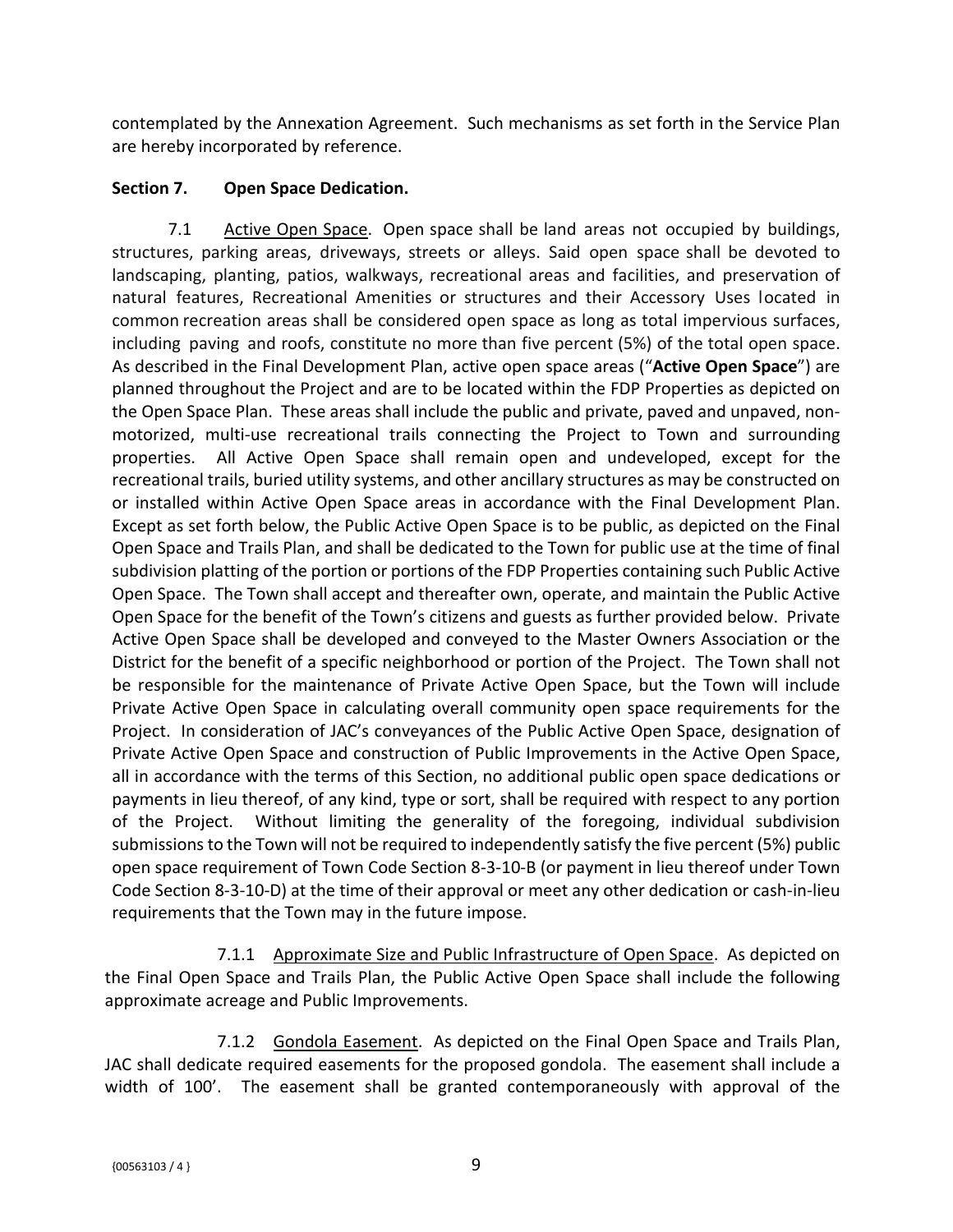contemplated by the Annexation Agreement. Such mechanisms as set forth in the Service Plan are hereby incorporated by reference.

**Section 7. Open Space Dedication.**

7.1 Active Open Space. Open space shall be land areas not occupied by buildings, structures, parking areas, driveways, streets or alleys. Said open space shall be devoted to landscaping, planting, patios, walkways, recreational areas and facilities, and preservation of natural features, Recreational Amenities or structures and their Accessory Uses located in common recreation areas shall be considered open space as long as total impervious surfaces, including paving and roofs, constitute no more than five percent (5%) of the total open space. As described in the Final Development Plan, active open space areas ("**Active Open Space**") are planned throughout the Project and are to be located within the FDP Properties as depicted on the Open Space Plan. These areas shall include the public and private, paved and unpaved, non-motorized, multi-use recreational trails connecting the Project to Town and surrounding properties. All Active Open Space shall remain open and undeveloped, except for the recreational trails, buried utility systems, and other ancillary structures as may be constructed on or installed within Active Open Space areas in accordance with the Final Development Plan. Except as set forth below, the Public Active Open Space is to be public, as depicted on the Final Open Space and Trails Plan, and shall be dedicated to the Town for public use at the time of final subdivision platting of the portion or portions of the FDP Properties containing such Public Active Open Space. The Town shall accept and thereafter own, operate, and maintain the Public Active Open Space for the benefit of the Town's citizens and guests as further provided below. Private Active Open Space shall be developed and conveyed to the Master Owners Association or the District for the benefit of a specific neighborhood or portion of the Project. The Town shall not be responsible for the maintenance of Private Active Open Space, but the Town will include Private Active Open Space in calculating overall community open space requirements for the Project. In consideration of JAC's conveyances of the Public Active Open Space, designation of Private Active Open Space and construction of Public Improvements in the Active Open Space, all in accordance with the terms of this Section, no additional public open space dedications or payments in lieu thereof, of any kind, type or sort, shall be required with respect to any portion of the Project. Without limiting the generality of the foregoing, individual subdivision submissions to the Town will not be required to independently satisfy the five percent (5%) public open space requirement of Town Code Section 8-3-10-B (or payment in lieu thereof under Town Code Section 8-3-10-D) at the time of their approval or meet any other dedication or cash-in-lieu requirements that the Town may in the future impose.

7.1.1 Approximate Size and Public Infrastructure of Open Space. As depicted on the Final Open Space and Trails Plan, the Public Active Open Space shall include the following approximate acreage and Public Improvements.

7.1.2 Gondola Easement. As depicted on the Final Open Space and Trails Plan, JAC shall dedicate required easements for the proposed gondola. The easement shall include a width of 100'. The easement shall be granted contemporaneously with approval of the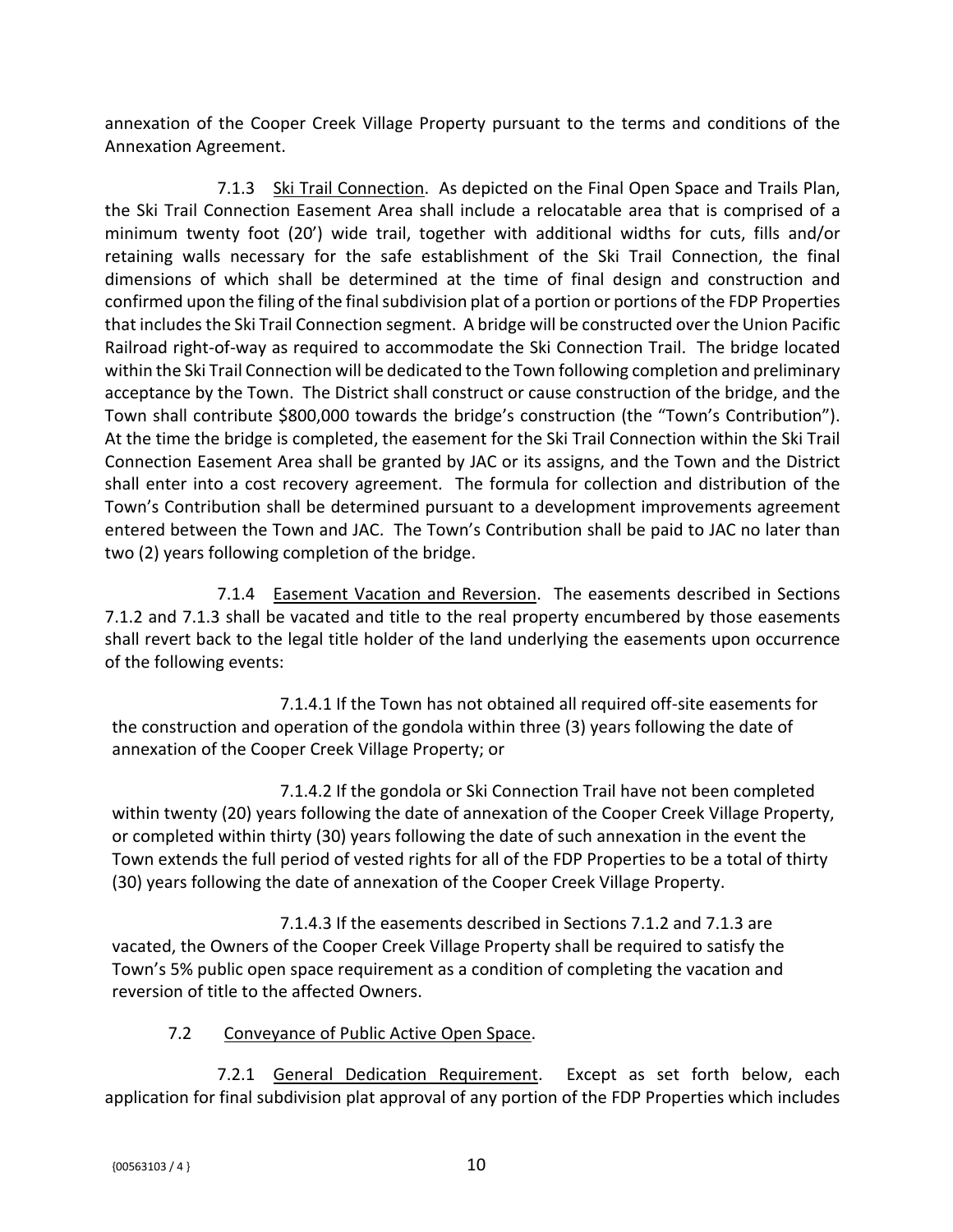annexation of the Cooper Creek Village Property pursuant to the terms and conditions of the Annexation Agreement.

7.1.3 Ski Trail Connection. As depicted on the Final Open Space and Trails Plan, the Ski Trail Connection Easement Area shall include a relocatable area that is comprised of a minimum twenty foot (20') wide trail, together with additional widths for cuts, fills and/or retaining walls necessary for the safe establishment of the Ski Trail Connection, the final dimensions of which shall be determined at the time of final design and construction and confirmed upon the filing of the final subdivision plat of a portion or portions of the FDP Properties that includes the Ski Trail Connection segment. A bridge will be constructed over the Union Pacific Railroad right-of-way as required to accommodate the Ski Connection Trail. The bridge located within the Ski Trail Connection will be dedicated to the Town following completion and preliminary acceptance by the Town. The District shall construct or cause construction of the bridge, and the Town shall contribute $800,000 towards the bridge's construction (the "Town's Contribution"). At the time the bridge is completed, the easement for the Ski Trail Connection within the Ski Trail Connection Easement Area shall be granted by JAC or its assigns, and the Town and the District shall enter into a cost recovery agreement. The formula for collection and distribution of the Town's Contribution shall be determined pursuant to a development improvements agreement entered between the Town and JAC. The Town's Contribution shall be paid to JAC no later than two (2) years following completion of the bridge.

7.1.4 Easement Vacation and Reversion. The easements described in Sections 7.1.2 and 7.1.3 shall be vacated and title to the real property encumbered by those easements shall revert back to the legal title holder of the land underlying the easements upon occurrence of the following events:

7.1.4.1 If the Town has not obtained all required off-site easements for the construction and operation of the gondola within three (3) years following the date of annexation of the Cooper Creek Village Property; or

7.1.4.2 If the gondola or Ski Connection Trail have not been completed within twenty (20) years following the date of annexation of the Cooper Creek Village Property, or completed within thirty (30) years following the date of such annexation in the event the Town extends the full period of vested rights for all of the FDP Properties to be a total of thirty (30) years following the date of annexation of the Cooper Creek Village Property.

7.1.4.3 If the easements described in Sections 7.1.2 and 7.1.3 are vacated, the Owners of the Cooper Creek Village Property shall be required to satisfy the Town's 5% public open space requirement as a condition of completing the vacation and reversion of title to the affected Owners.

7.2 Conveyance of Public Active Open Space.

7.2.1 General Dedication Requirement. Except as set forth below, each application for final subdivision plat approval of any portion of the FDP Properties which includes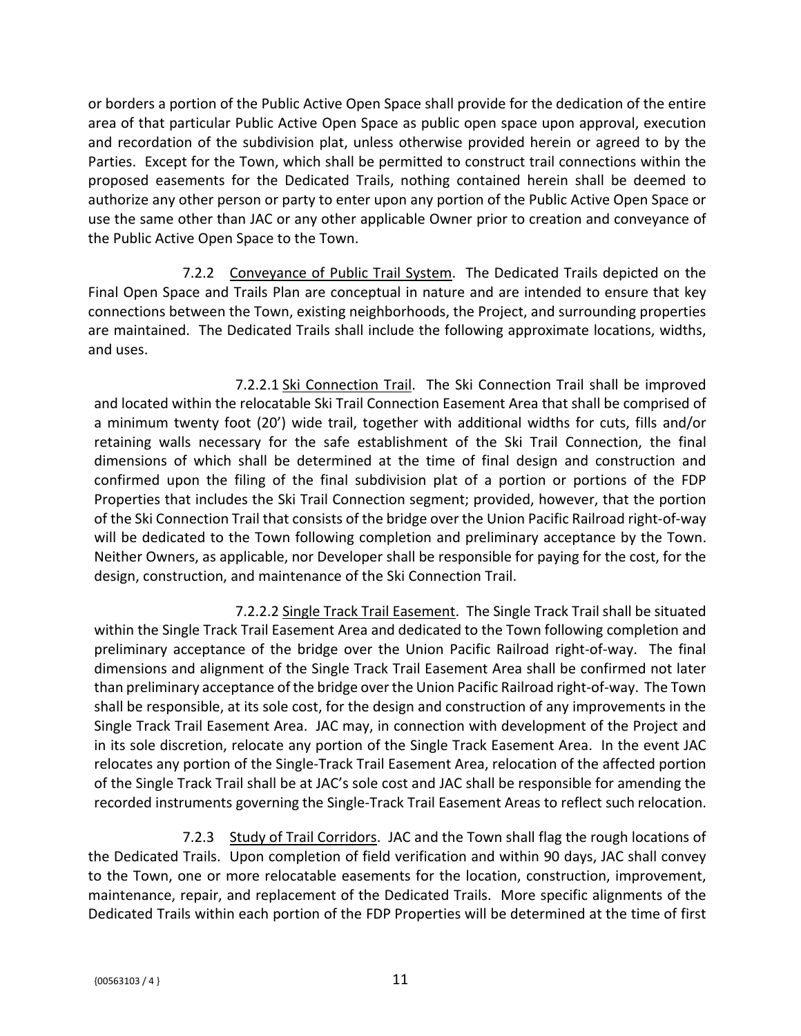or borders a portion of the Public Active Open Space shall provide for the dedication of the entire area of that particular Public Active Open Space as public open space upon approval, execution and recordation of the subdivision plat, unless otherwise provided herein or agreed to by the Parties. Except for the Town, which shall be permitted to construct trail connections within the proposed easements for the Dedicated Trails, nothing contained herein shall be deemed to authorize any other person or party to enter upon any portion of the Public Active Open Space or use the same other than JAC or any other applicable Owner prior to creation and conveyance of the Public Active Open Space to the Town.

7.2.2 Conveyance of Public Trail System. The Dedicated Trails depicted on the Final Open Space and Trails Plan are conceptual in nature and are intended to ensure that key connections between the Town, existing neighborhoods, the Project, and surrounding properties are maintained. The Dedicated Trails shall include the following approximate locations, widths, and uses.

7.2.2.1 Ski Connection Trail. The Ski Connection Trail shall be improved and located within the relocatable Ski Trail Connection Easement Area that shall be comprised of a minimum twenty foot (20') wide trail, together with additional widths for cuts, fills and/or retaining walls necessary for the safe establishment of the Ski Trail Connection, the final dimensions of which shall be determined at the time of final design and construction and confirmed upon the filing of the final subdivision plat of a portion or portions of the FDP Properties that includes the Ski Trail Connection segment; provided, however, that the portion of the Ski Connection Trail that consists of the bridge over the Union Pacific Railroad right-of-way will be dedicated to the Town following completion and preliminary acceptance by the Town. Neither Owners, as applicable, nor Developer shall be responsible for paying for the cost, for the design, construction, and maintenance of the Ski Connection Trail.

7.2.2.2 Single Track Trail Easement. The Single Track Trail shall be situated within the Single Track Trail Easement Area and dedicated to the Town following completion and preliminary acceptance of the bridge over the Union Pacific Railroad right-of-way. The final dimensions and alignment of the Single Track Trail Easement Area shall be confirmed not later than preliminary acceptance of the bridge over the Union Pacific Railroad right-of-way. The Town shall be responsible, at its sole cost, for the design and construction of any improvements in the Single Track Trail Easement Area. JAC may, in connection with development of the Project and in its sole discretion, relocate any portion of the Single Track Easement Area. In the event JAC relocates any portion of the Single-Track Trail Easement Area, relocation of the affected portion of the Single Track Trail shall be at JAC's sole cost and JAC shall be responsible for amending the recorded instruments governing the Single-Track Trail Easement Areas to reflect such relocation.

7.2.3 Study of Trail Corridors. JAC and the Town shall flag the rough locations of the Dedicated Trails. Upon completion of field verification and within 90 days, JAC shall convey to the Town, one or more relocatable easements for the location, construction, improvement, maintenance, repair, and replacement of the Dedicated Trails. More specific alignments of the Dedicated Trails within each portion of the FDP Properties will be determined at the time of first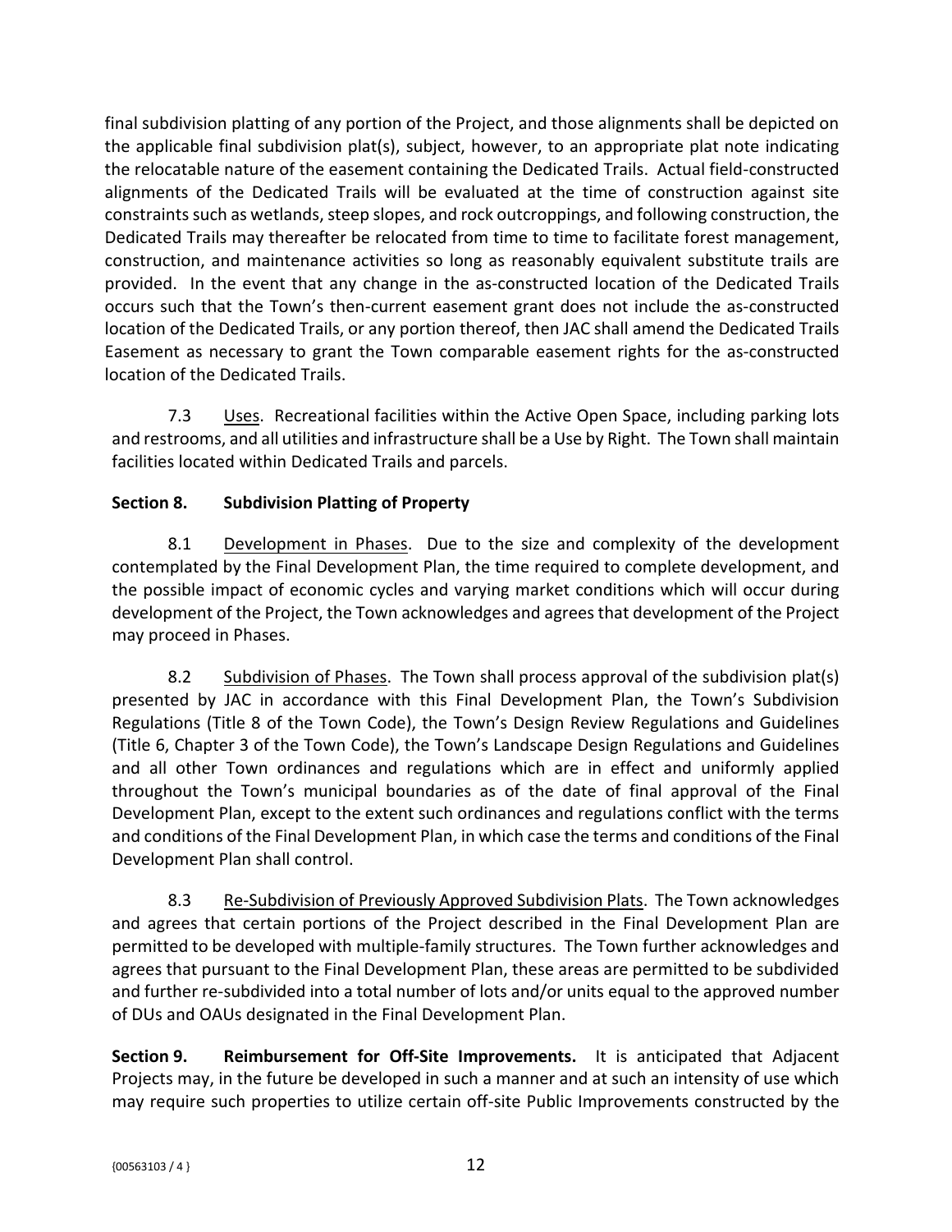final subdivision platting of any portion of the Project, and those alignments shall be depicted on the applicable final subdivision plat(s), subject, however, to an appropriate plat note indicating the relocatable nature of the easement containing the Dedicated Trails. Actual field-constructed alignments of the Dedicated Trails will be evaluated at the time of construction against site constraints such as wetlands, steep slopes, and rock outcroppings, and following construction, the Dedicated Trails may thereafter be relocated from time to time to facilitate forest management, construction, and maintenance activities so long as reasonably equivalent substitute trails are provided. In the event that any change in the as-constructed location of the Dedicated Trails occurs such that the Town's then-current easement grant does not include the as-constructed location of the Dedicated Trails, or any portion thereof, then JAC shall amend the Dedicated Trails Easement as necessary to grant the Town comparable easement rights for the as-constructed location of the Dedicated Trails.

7.3 Uses. Recreational facilities within the Active Open Space, including parking lots and restrooms, and all utilities and infrastructure shall be a Use by Right. The Town shall maintain facilities located within Dedicated Trails and parcels.

**Section 8. Subdivision Platting of Property**

8.1 Development in Phases. Due to the size and complexity of the development contemplated by the Final Development Plan, the time required to complete development, and the possible impact of economic cycles and varying market conditions which will occur during development of the Project, the Town acknowledges and agrees that development of the Project may proceed in Phases.

8.2 Subdivision of Phases. The Town shall process approval of the subdivision plat(s) presented by JAC in accordance with this Final Development Plan, the Town's Subdivision Regulations (Title 8 of the Town Code), the Town's Design Review Regulations and Guidelines (Title 6, Chapter 3 of the Town Code), the Town's Landscape Design Regulations and Guidelines and all other Town ordinances and regulations which are in effect and uniformly applied throughout the Town's municipal boundaries as of the date of final approval of the Final Development Plan, except to the extent such ordinances and regulations conflict with the terms and conditions of the Final Development Plan, in which case the terms and conditions of the Final Development Plan shall control.

8.3 Re-Subdivision of Previously Approved Subdivision Plats. The Town acknowledges and agrees that certain portions of the Project described in the Final Development Plan are permitted to be developed with multiple-family structures. The Town further acknowledges and agrees that pursuant to the Final Development Plan, these areas are permitted to be subdivided and further re-subdivided into a total number of lots and/or units equal to the approved number of DUs and OAUs designated in the Final Development Plan.

**Section 9. Reimbursement for Off-Site Improvements.** It is anticipated that Adjacent Projects may, in the future be developed in such a manner and at such an intensity of use which may require such properties to utilize certain off-site Public Improvements constructed by the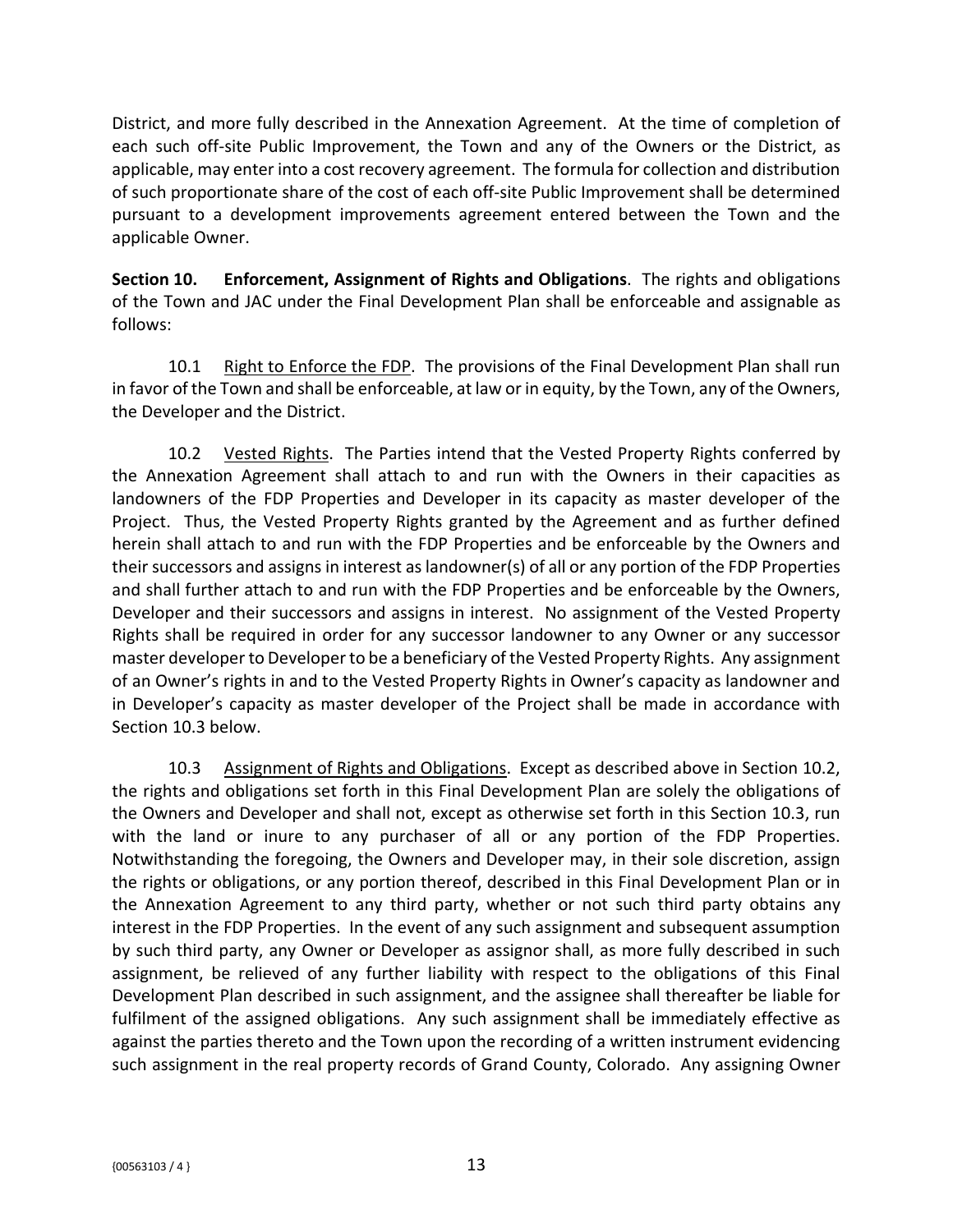District, and more fully described in the Annexation Agreement. At the time of completion of each such off-site Public Improvement, the Town and any of the Owners or the District, as applicable, may enter into a cost recovery agreement. The formula for collection and distribution of such proportionate share of the cost of each off-site Public Improvement shall be determined pursuant to a development improvements agreement entered between the Town and the applicable Owner.

**Section 10. Enforcement, Assignment of Rights and Obligations**. The rights and obligations of the Town and JAC under the Final Development Plan shall be enforceable and assignable as follows:

10.1 Right to Enforce the FDP. The provisions of the Final Development Plan shall run in favor of the Town and shall be enforceable, at law or in equity, by the Town, any of the Owners, the Developer and the District.

10.2 Vested Rights. The Parties intend that the Vested Property Rights conferred by the Annexation Agreement shall attach to and run with the Owners in their capacities as landowners of the FDP Properties and Developer in its capacity as master developer of the Project. Thus, the Vested Property Rights granted by the Agreement and as further defined herein shall attach to and run with the FDP Properties and be enforceable by the Owners and their successors and assigns in interest as landowner(s) of all or any portion of the FDP Properties and shall further attach to and run with the FDP Properties and be enforceable by the Owners, Developer and their successors and assigns in interest. No assignment of the Vested Property Rights shall be required in order for any successor landowner to any Owner or any successor master developer to Developer to be a beneficiary of the Vested Property Rights. Any assignment of an Owner's rights in and to the Vested Property Rights in Owner's capacity as landowner and in Developer's capacity as master developer of the Project shall be made in accordance with Section 10.3 below.

10.3 Assignment of Rights and Obligations. Except as described above in Section 10.2, the rights and obligations set forth in this Final Development Plan are solely the obligations of the Owners and Developer and shall not, except as otherwise set forth in this Section 10.3, run with the land or inure to any purchaser of all or any portion of the FDP Properties. Notwithstanding the foregoing, the Owners and Developer may, in their sole discretion, assign the rights or obligations, or any portion thereof, described in this Final Development Plan or in the Annexation Agreement to any third party, whether or not such third party obtains any interest in the FDP Properties. In the event of any such assignment and subsequent assumption by such third party, any Owner or Developer as assignor shall, as more fully described in such assignment, be relieved of any further liability with respect to the obligations of this Final Development Plan described in such assignment, and the assignee shall thereafter be liable for fulfilment of the assigned obligations. Any such assignment shall be immediately effective as against the parties thereto and the Town upon the recording of a written instrument evidencing such assignment in the real property records of Grand County, Colorado. Any assigning Owner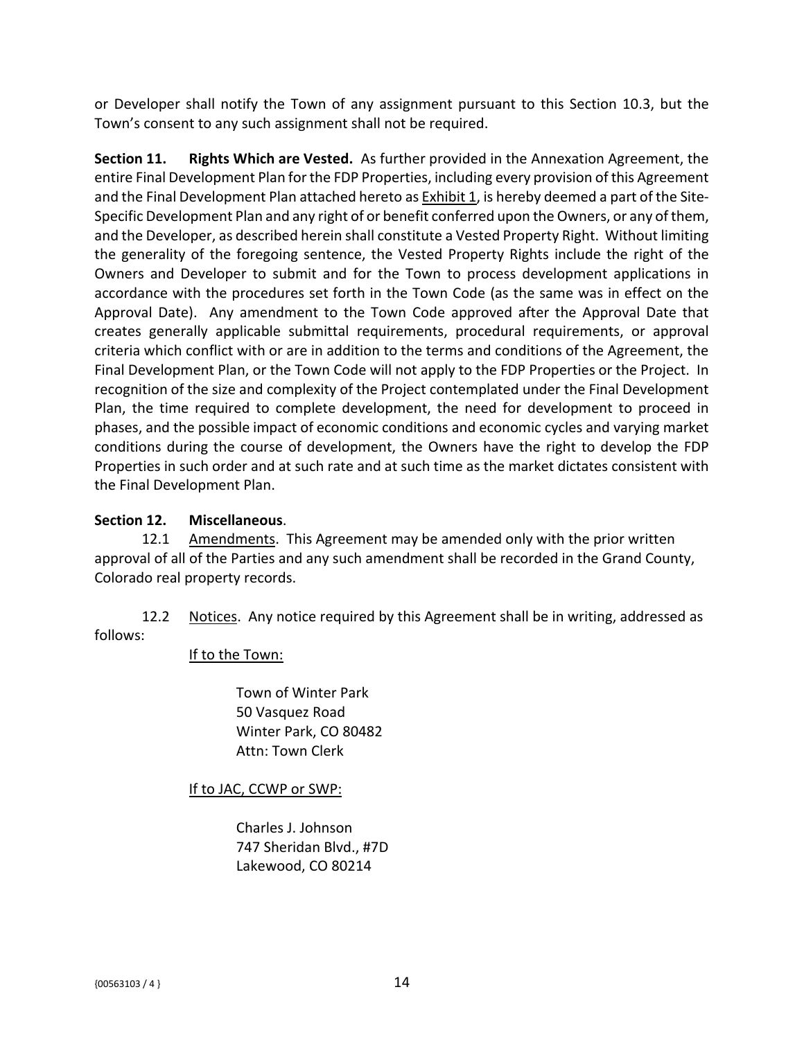or Developer shall notify the Town of any assignment pursuant to this Section 10.3, but the Town's consent to any such assignment shall not be required.

**Section 11. Rights Which are Vested.** As further provided in the Annexation Agreement, the entire Final Development Plan for the FDP Properties, including every provision of this Agreement and the Final Development Plan attached hereto as Exhibit 1, is hereby deemed a part of the Site-Specific Development Plan and any right of or benefit conferred upon the Owners, or any of them, and the Developer, as described herein shall constitute a Vested Property Right. Without limiting the generality of the foregoing sentence, the Vested Property Rights include the right of the Owners and Developer to submit and for the Town to process development applications in accordance with the procedures set forth in the Town Code (as the same was in effect on the Approval Date). Any amendment to the Town Code approved after the Approval Date that creates generally applicable submittal requirements, procedural requirements, or approval criteria which conflict with or are in addition to the terms and conditions of the Agreement, the Final Development Plan, or the Town Code will not apply to the FDP Properties or the Project. In recognition of the size and complexity of the Project contemplated under the Final Development Plan, the time required to complete development, the need for development to proceed in phases, and the possible impact of economic conditions and economic cycles and varying market conditions during the course of development, the Owners have the right to develop the FDP Properties in such order and at such rate and at such time as the market dictates consistent with the Final Development Plan.

**Section 12. Miscellaneous**.

12.1 Amendments. This Agreement may be amended only with the prior written approval of all of the Parties and any such amendment shall be recorded in the Grand County, Colorado real property records.

12.2 Notices. Any notice required by this Agreement shall be in writing, addressed as follows:

If to the Town:

Town of Winter Park
50 Vasquez Road
Winter Park, CO 80482
Attn: Town Clerk

If to JAC, CCWP or SWP:

Charles J. Johnson
747 Sheridan Blvd., #7D
Lakewood, CO 80214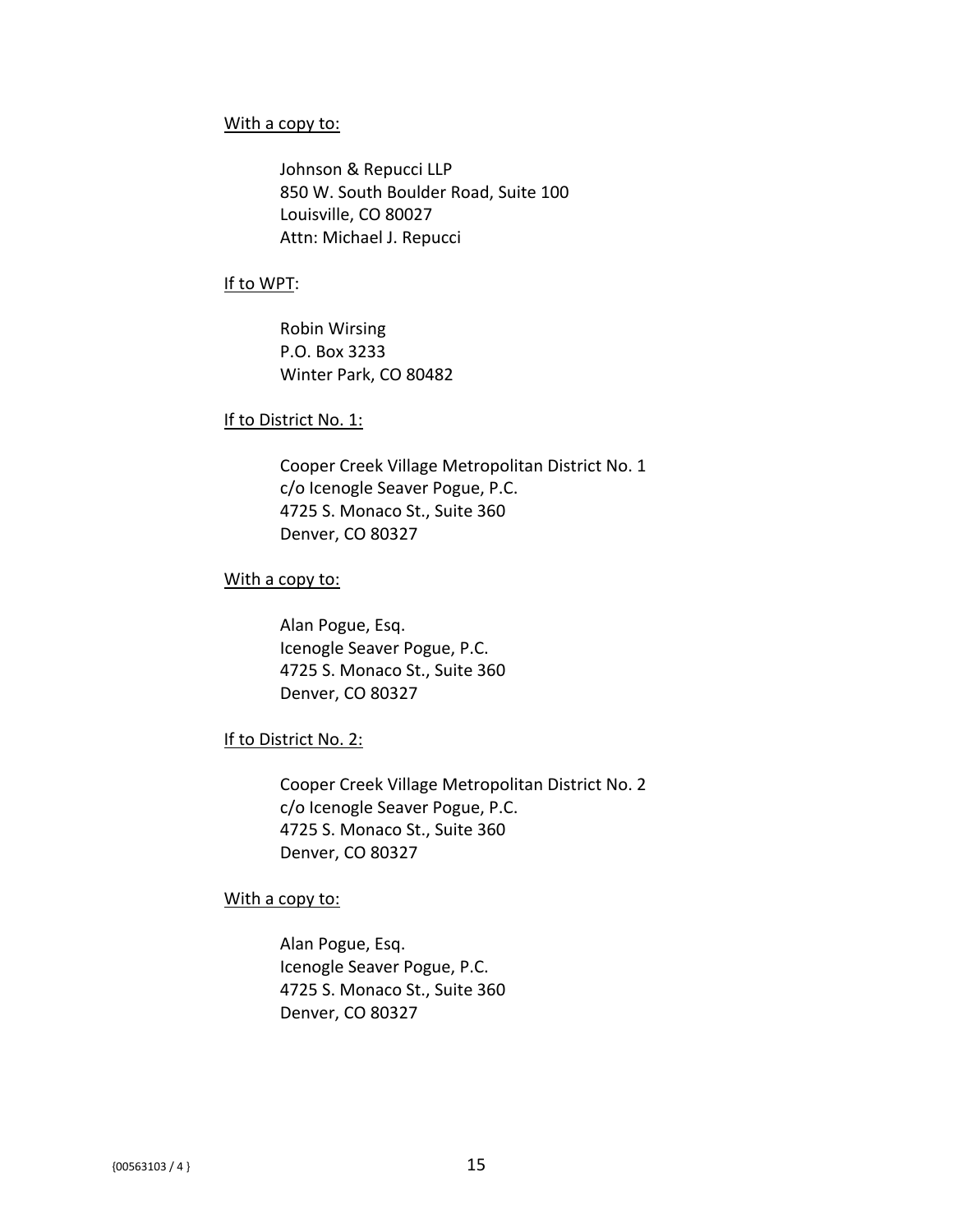<u>With a copy to:</u>

Johnson & Repucci LLP
850 W. South Boulder Road, Suite 100
Louisville, CO 80027
Attn: Michael J. Repucci

<u>If to WPT</u>:

Robin Wirsing
P.O. Box 3233
Winter Park, CO 80482

<u>If to District No. 1:</u>

Cooper Creek Village Metropolitan District No. 1
c/o Icenogle Seaver Pogue, P.C.
4725 S. Monaco St., Suite 360
Denver, CO 80327

<u>With a copy to:</u>

Alan Pogue, Esq.
Icenogle Seaver Pogue, P.C.
4725 S. Monaco St., Suite 360
Denver, CO 80327

<u>If to District No. 2:</u>

Cooper Creek Village Metropolitan District No. 2
c/o Icenogle Seaver Pogue, P.C.
4725 S. Monaco St., Suite 360
Denver, CO 80327

<u>With a copy to:</u>

Alan Pogue, Esq.
Icenogle Seaver Pogue, P.C.
4725 S. Monaco St., Suite 360
Denver, CO 80327

{00563103 / 4 }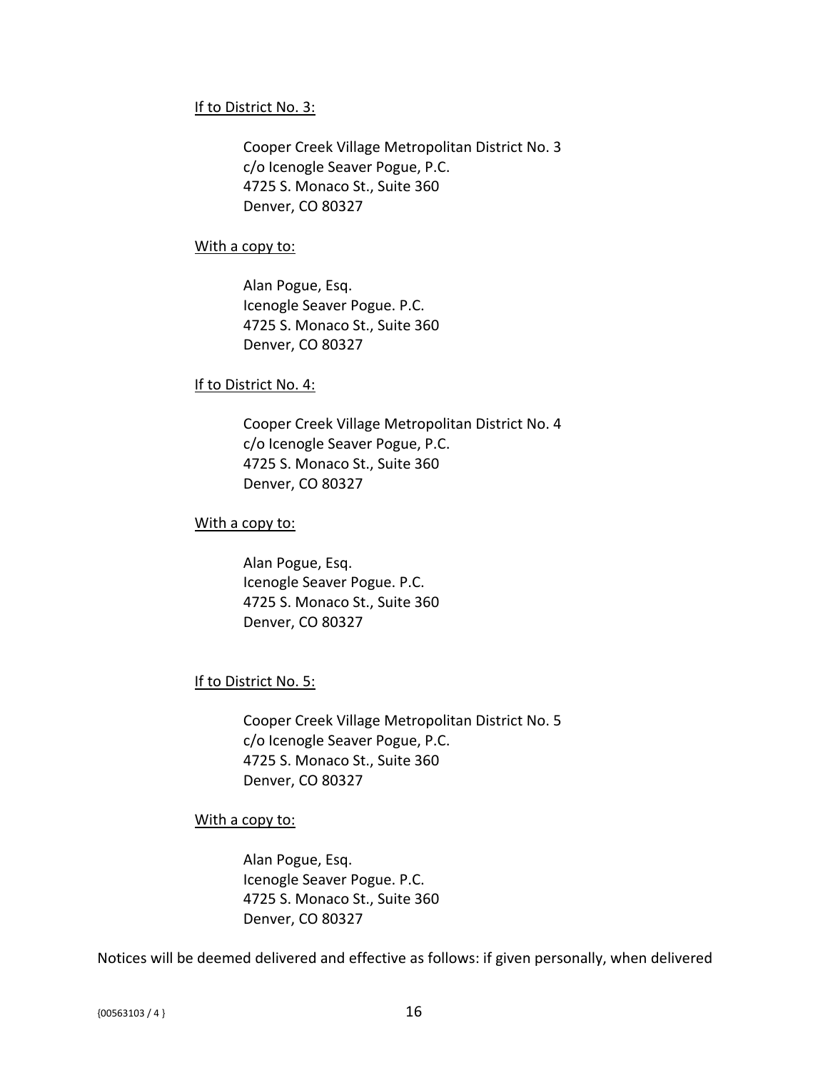<u>If to District No. 3:</u>

Cooper Creek Village Metropolitan District No. 3
c/o Icenogle Seaver Pogue, P.C.
4725 S. Monaco St., Suite 360
Denver, CO 80327

<u>With a copy to:</u>

Alan Pogue, Esq.
Icenogle Seaver Pogue. P.C.
4725 S. Monaco St., Suite 360
Denver, CO 80327

<u>If to District No. 4:</u>

Cooper Creek Village Metropolitan District No. 4
c/o Icenogle Seaver Pogue, P.C.
4725 S. Monaco St., Suite 360
Denver, CO 80327

<u>With a copy to:</u>

Alan Pogue, Esq.
Icenogle Seaver Pogue. P.C.
4725 S. Monaco St., Suite 360
Denver, CO 80327

<u>If to District No. 5:</u>

Cooper Creek Village Metropolitan District No. 5
c/o Icenogle Seaver Pogue, P.C.
4725 S. Monaco St., Suite 360
Denver, CO 80327

<u>With a copy to:</u>

Alan Pogue, Esq.
Icenogle Seaver Pogue. P.C.
4725 S. Monaco St., Suite 360
Denver, CO 80327

Notices will be deemed delivered and effective as follows: if given personally, when delivered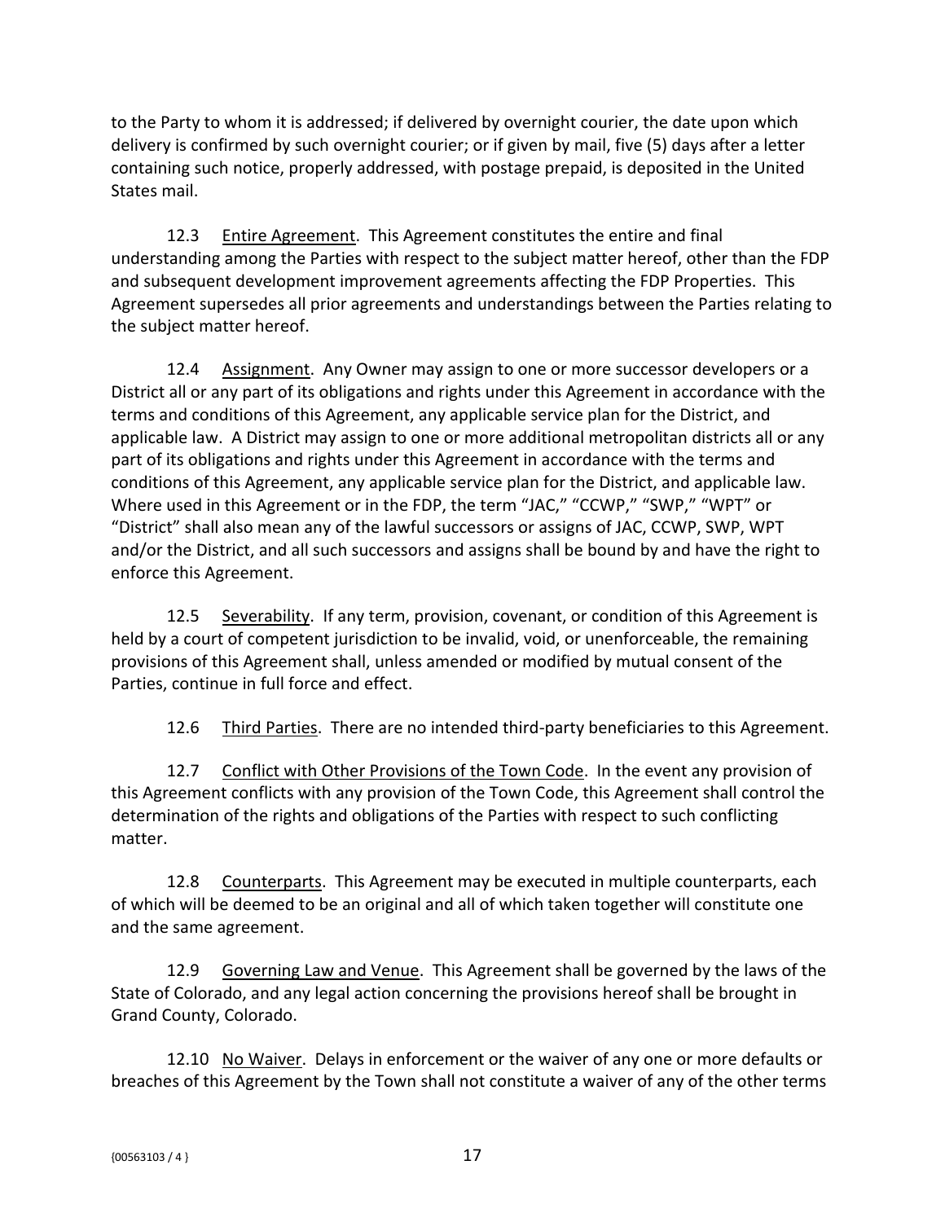to the Party to whom it is addressed; if delivered by overnight courier, the date upon which delivery is confirmed by such overnight courier; or if given by mail, five (5) days after a letter containing such notice, properly addressed, with postage prepaid, is deposited in the United States mail.

12.3 Entire Agreement. This Agreement constitutes the entire and final understanding among the Parties with respect to the subject matter hereof, other than the FDP and subsequent development improvement agreements affecting the FDP Properties. This Agreement supersedes all prior agreements and understandings between the Parties relating to the subject matter hereof.

12.4 Assignment. Any Owner may assign to one or more successor developers or a District all or any part of its obligations and rights under this Agreement in accordance with the terms and conditions of this Agreement, any applicable service plan for the District, and applicable law. A District may assign to one or more additional metropolitan districts all or any part of its obligations and rights under this Agreement in accordance with the terms and conditions of this Agreement, any applicable service plan for the District, and applicable law. Where used in this Agreement or in the FDP, the term "JAC," "CCWP," "SWP," "WPT" or "District" shall also mean any of the lawful successors or assigns of JAC, CCWP, SWP, WPT and/or the District, and all such successors and assigns shall be bound by and have the right to enforce this Agreement.

12.5 Severability. If any term, provision, covenant, or condition of this Agreement is held by a court of competent jurisdiction to be invalid, void, or unenforceable, the remaining provisions of this Agreement shall, unless amended or modified by mutual consent of the Parties, continue in full force and effect.

12.6 Third Parties. There are no intended third-party beneficiaries to this Agreement.

12.7 Conflict with Other Provisions of the Town Code. In the event any provision of this Agreement conflicts with any provision of the Town Code, this Agreement shall control the determination of the rights and obligations of the Parties with respect to such conflicting matter.

12.8 Counterparts. This Agreement may be executed in multiple counterparts, each of which will be deemed to be an original and all of which taken together will constitute one and the same agreement.

12.9 Governing Law and Venue. This Agreement shall be governed by the laws of the State of Colorado, and any legal action concerning the provisions hereof shall be brought in Grand County, Colorado.

12.10 No Waiver. Delays in enforcement or the waiver of any one or more defaults or breaches of this Agreement by the Town shall not constitute a waiver of any of the other terms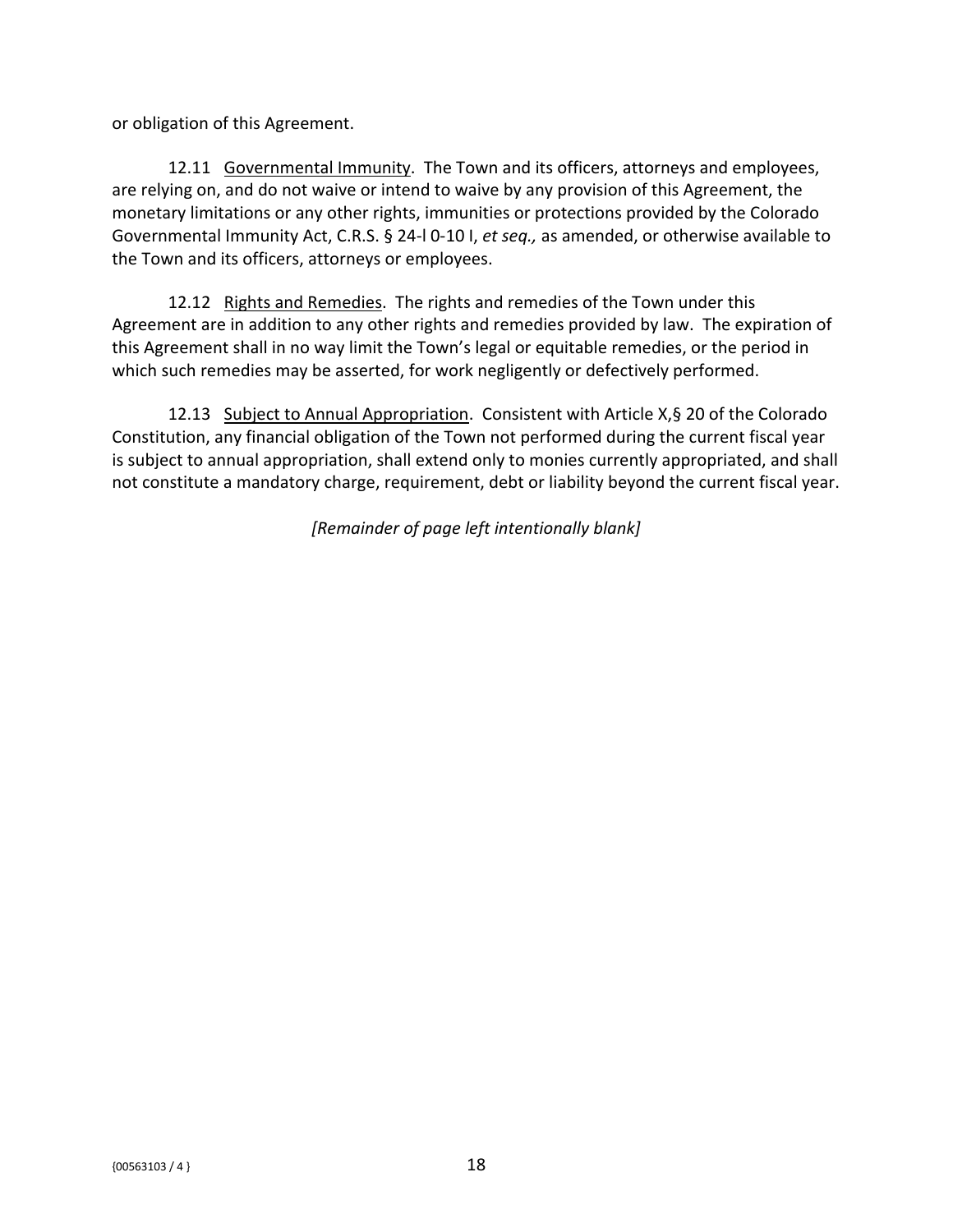or obligation of this Agreement.

12.11 <u>Governmental Immunity</u>. The Town and its officers, attorneys and employees, are relying on, and do not waive or intend to waive by any provision of this Agreement, the monetary limitations or any other rights, immunities or protections provided by the Colorado Governmental Immunity Act, C.R.S. § 24-l 0-10 I, *et seq.,* as amended, or otherwise available to the Town and its officers, attorneys or employees.

12.12 <u>Rights and Remedies</u>. The rights and remedies of the Town under this Agreement are in addition to any other rights and remedies provided by law. The expiration of this Agreement shall in no way limit the Town's legal or equitable remedies, or the period in which such remedies may be asserted, for work negligently or defectively performed.

12.13 <u>Subject to Annual Appropriation</u>. Consistent with Article X,§ 20 of the Colorado Constitution, any financial obligation of the Town not performed during the current fiscal year is subject to annual appropriation, shall extend only to monies currently appropriated, and shall not constitute a mandatory charge, requirement, debt or liability beyond the current fiscal year.

*[Remainder of page left intentionally blank]*

{00563103 / 4 }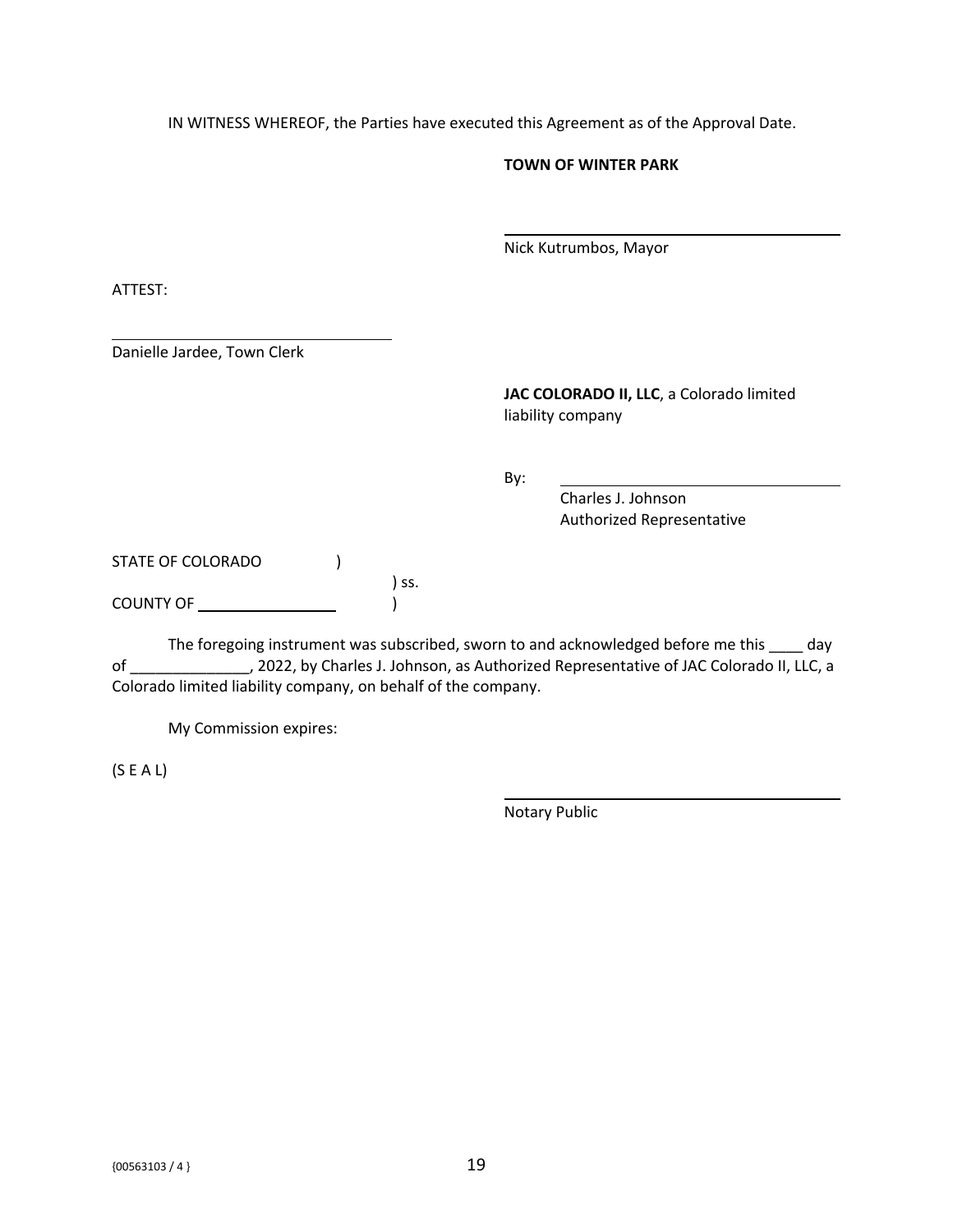IN WITNESS WHEREOF, the Parties have executed this Agreement as of the Approval Date.

**TOWN OF WINTER PARK**

\_\_\_\_\_\_\_\_\_\_\_\_\_\_\_\_\_\_\_\_\_\_\_\_\_\_\_\_\_\_\_\_\_\_\_\_\_\_
Nick Kutrumbos, Mayor

ATTEST:

\_\_\_\_\_\_\_\_\_\_\_\_\_\_\_\_\_\_\_\_\_\_\_\_\_\_\_\_\_\_\_\_\_\_\_\_\_\_
Danielle Jardee, Town Clerk

**JAC COLORADO II, LLC**, a Colorado limited liability company

By: \_\_\_\_\_\_\_\_\_\_\_\_\_\_\_\_\_\_\_\_\_\_\_\_\_\_\_\_\_\_\_\_\_\_\_\_\_\_
Charles J. Johnson
Authorized Representative

STATE OF COLORADO )
) ss.
COUNTY OF \_\_\_\_\_\_\_\_\_\_\_\_\_\_\_\_ )

The foregoing instrument was subscribed, sworn to and acknowledged before me this ____ day of ______________, 2022, by Charles J. Johnson, as Authorized Representative of JAC Colorado II, LLC, a Colorado limited liability company, on behalf of the company.

My Commission expires:

(S E A L)

\_\_\_\_\_\_\_\_\_\_\_\_\_\_\_\_\_\_\_\_\_\_\_\_\_\_\_\_\_\_\_\_\_\_\_\_\_\_
Notary Public

{00563103 / 4 }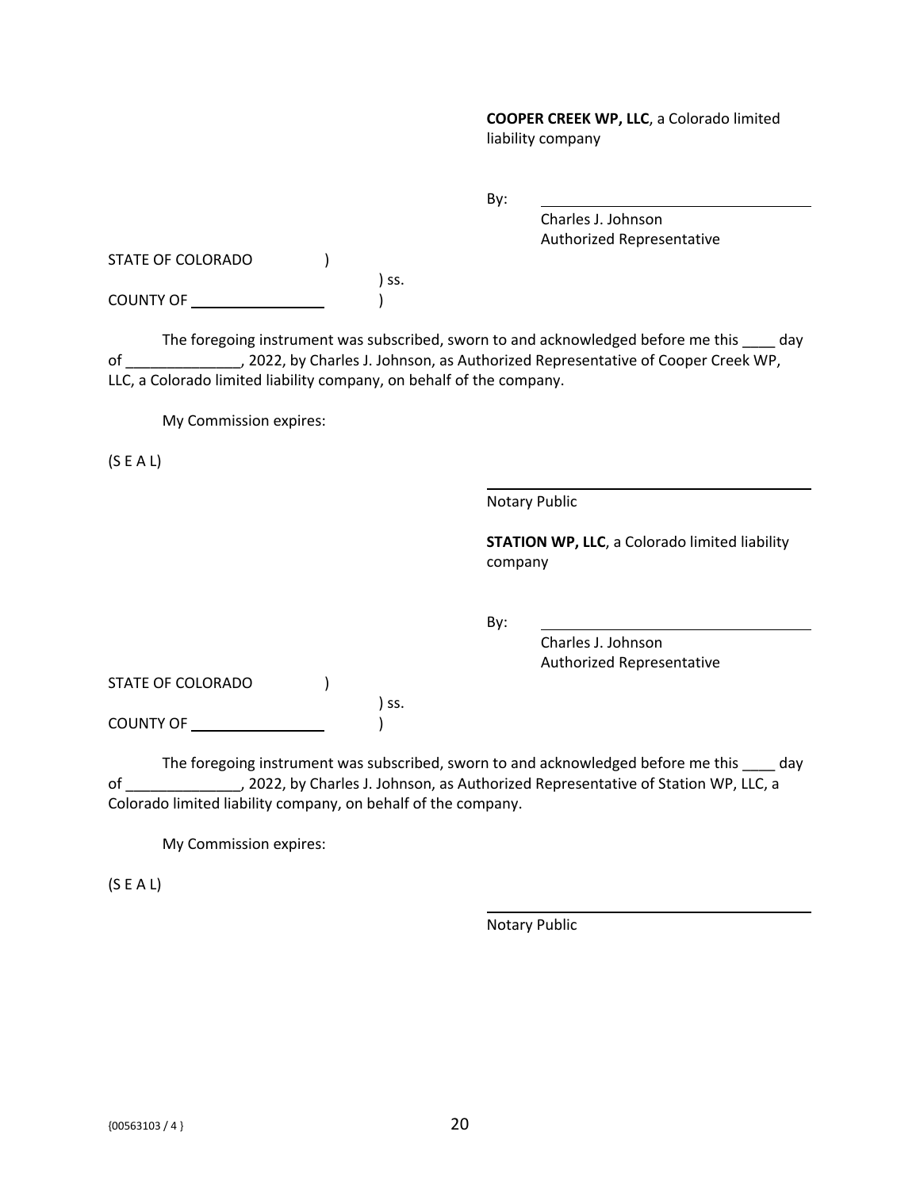**COOPER CREEK WP, LLC**, a Colorado limited liability company

By: ______________________________
Charles J. Johnson
Authorized Representative

STATE OF COLORADO )
) ss.
COUNTY OF ____________ )

The foregoing instrument was subscribed, sworn to and acknowledged before me this ____ day of ______________, 2022, by Charles J. Johnson, as Authorized Representative of Cooper Creek WP, LLC, a Colorado limited liability company, on behalf of the company.

My Commission expires:

(S E A L)

______________________________
Notary Public

**STATION WP, LLC**, a Colorado limited liability company

By: ______________________________
Charles J. Johnson
Authorized Representative

STATE OF COLORADO )
) ss.
COUNTY OF ____________ )

The foregoing instrument was subscribed, sworn to and acknowledged before me this ____ day of ______________, 2022, by Charles J. Johnson, as Authorized Representative of Station WP, LLC, a Colorado limited liability company, on behalf of the company.

My Commission expires:

(S E A L)

______________________________
Notary Public

{00563103 / 4 }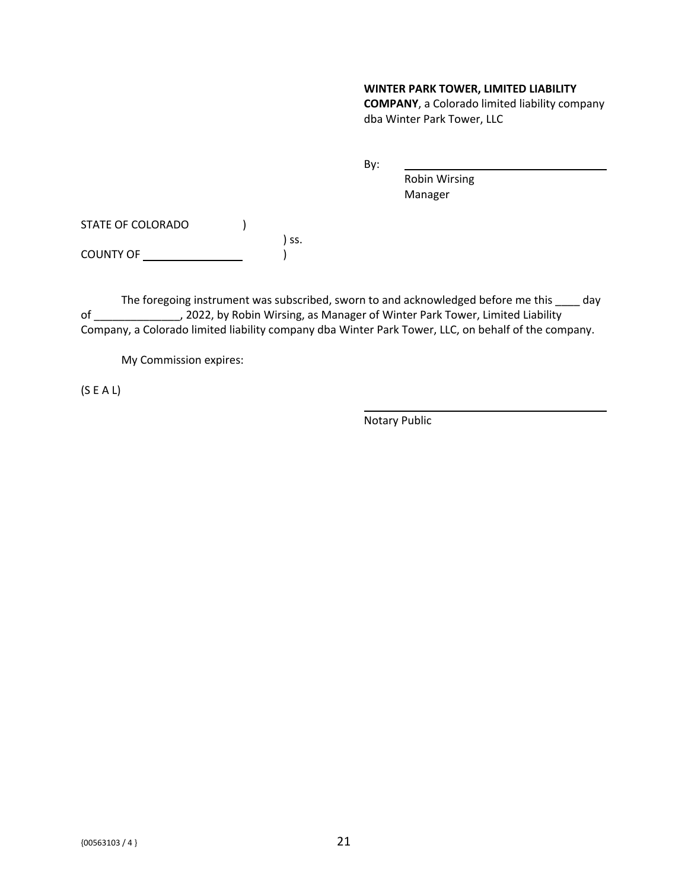**WINTER PARK TOWER, LIMITED LIABILITY COMPANY**, a Colorado limited liability company dba Winter Park Tower, LLC

By: ______________________________
Robin Wirsing
Manager

STATE OF COLORADO )
) ss.
COUNTY OF ______________ )

The foregoing instrument was subscribed, sworn to and acknowledged before me this ____ day of ______________, 2022, by Robin Wirsing, as Manager of Winter Park Tower, Limited Liability Company, a Colorado limited liability company dba Winter Park Tower, LLC, on behalf of the company.

My Commission expires:

(S E A L)

______________________________
Notary Public

{00563103 / 4 }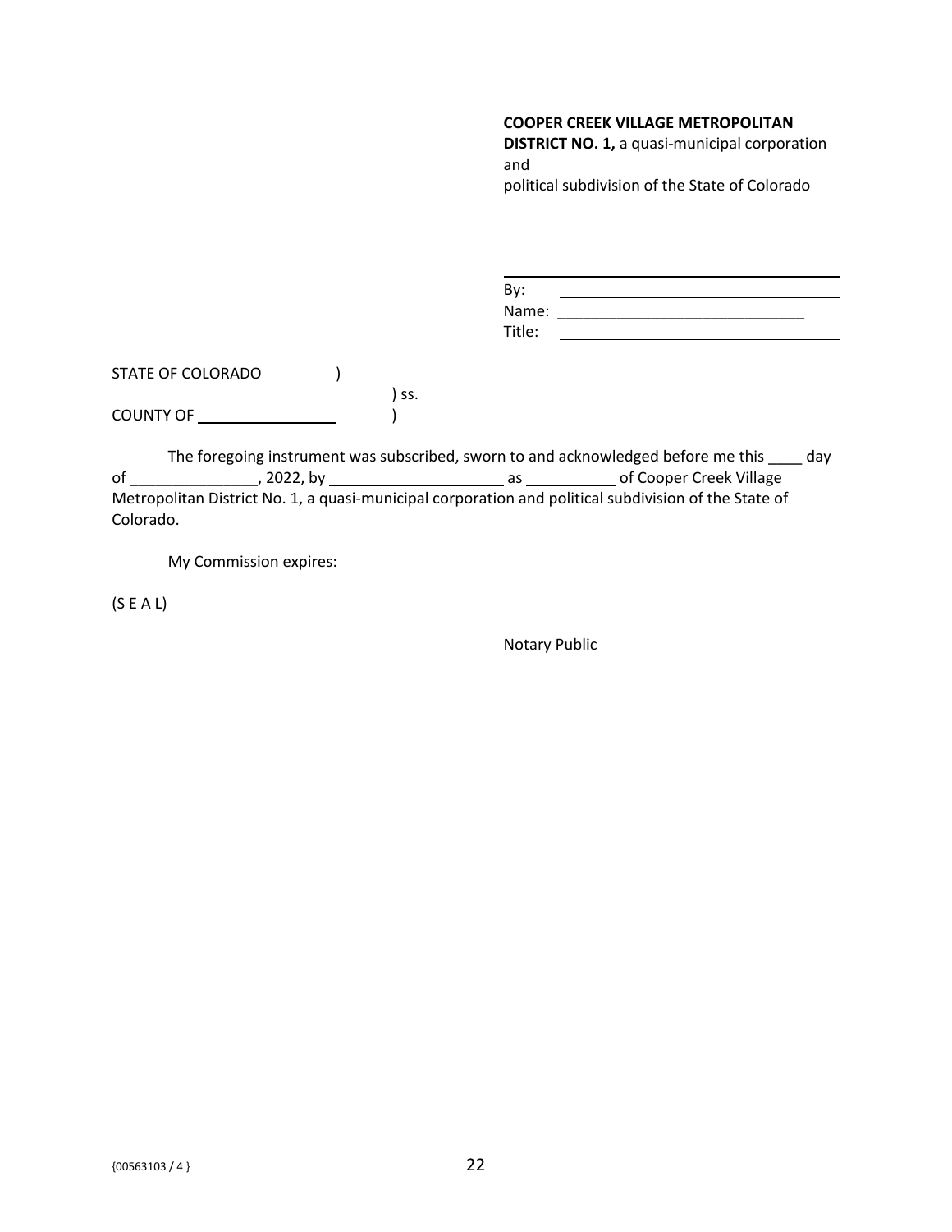**COOPER CREEK VILLAGE METROPOLITAN DISTRICT NO. 1,** a quasi-municipal corporation and
political subdivision of the State of Colorado

\_\_\_\_\_\_\_\_\_\_\_\_\_\_\_\_\_\_\_\_\_\_\_\_\_\_\_\_\_\_\_\_\_\_\_\_\_\_

By: \_\_\_\_\_\_\_\_\_\_\_\_\_\_\_\_\_\_\_\_\_\_\_\_\_\_\_\_\_\_\_\_
Name: \_\_\_\_\_\_\_\_\_\_\_\_\_\_\_\_\_\_\_\_\_\_\_\_\_\_\_\_\_\_
Title: \_\_\_\_\_\_\_\_\_\_\_\_\_\_\_\_\_\_\_\_\_\_\_\_\_\_\_\_\_\_\_\_

STATE OF COLORADO )
) ss.
COUNTY OF \_\_\_\_\_\_\_\_\_\_\_\_\_\_\_\_ )

The foregoing instrument was subscribed, sworn to and acknowledged before me this \_\_\_\_ day of \_\_\_\_\_\_\_\_\_\_\_\_\_\_\_, 2022, by \_\_\_\_\_\_\_\_\_\_\_\_\_\_\_\_\_\_\_\_ as \_\_\_\_\_\_\_\_\_\_ of Cooper Creek Village Metropolitan District No. 1, a quasi-municipal corporation and political subdivision of the State of Colorado.

My Commission expires:

(S E A L)

\_\_\_\_\_\_\_\_\_\_\_\_\_\_\_\_\_\_\_\_\_\_\_\_\_\_\_\_\_\_\_\_\_\_\_\_\_\_
Notary Public

{00563103 / 4 }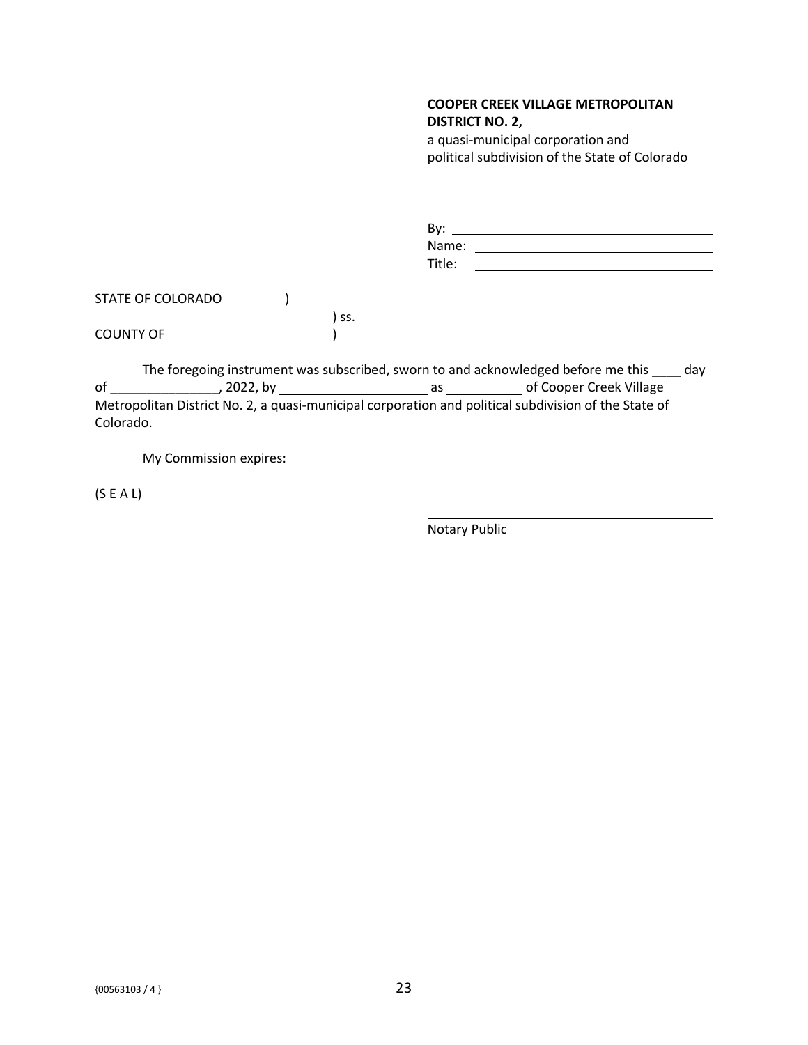**COOPER CREEK VILLAGE METROPOLITAN DISTRICT NO. 2,**
a quasi-municipal corporation and political subdivision of the State of Colorado

By: ______________________________
Name: ____________________________
Title: _____________________________

STATE OF COLORADO )
) ss.
COUNTY OF ______________ )

The foregoing instrument was subscribed, sworn to and acknowledged before me this ____ day of _______________, 2022, by ____________________ as __________ of Cooper Creek Village Metropolitan District No. 2, a quasi-municipal corporation and political subdivision of the State of Colorado.

My Commission expires:

(S E A L)

______________________________
Notary Public

{00563103 / 4 }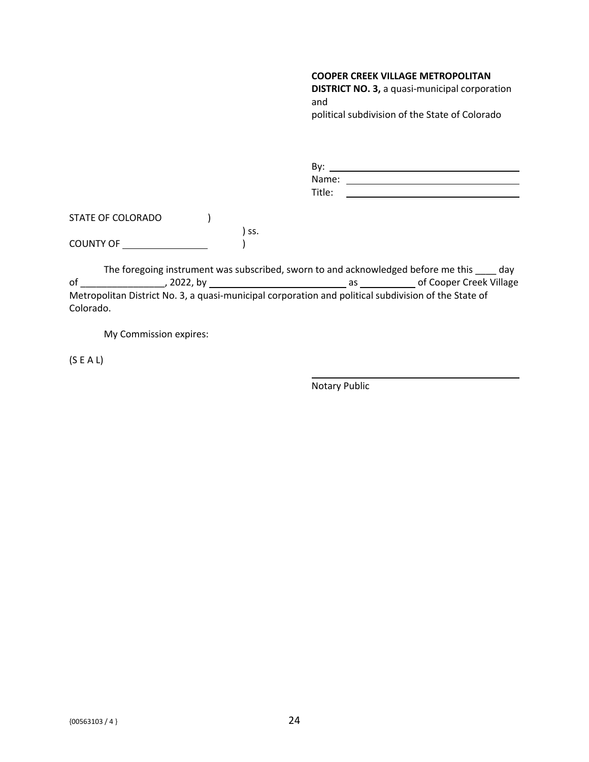**COOPER CREEK VILLAGE METROPOLITAN DISTRICT NO. 3,** a quasi-municipal corporation and
political subdivision of the State of Colorado

By: ______________________________
Name: ____________________________
Title: ____________________________

STATE OF COLORADO )
) ss.
COUNTY OF ______________ )

The foregoing instrument was subscribed, sworn to and acknowledged before me this ____ day of ________________, 2022, by __________________________ as __________ of Cooper Creek Village Metropolitan District No. 3, a quasi-municipal corporation and political subdivision of the State of Colorado.

My Commission expires:

(S E A L)

______________________________
Notary Public

{00563103 / 4 }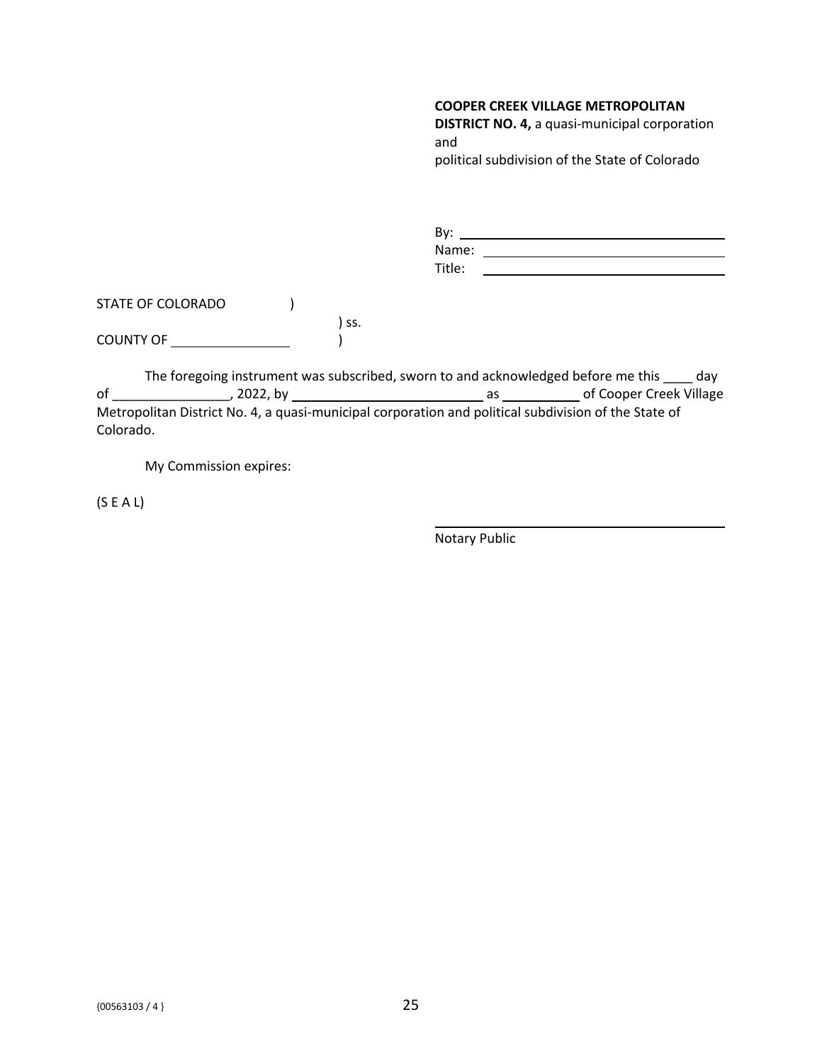**COOPER CREEK VILLAGE METROPOLITAN DISTRICT NO. 4,** a quasi-municipal corporation and
political subdivision of the State of Colorado

By: ______________________________
Name: ____________________________
Title: _____________________________

STATE OF COLORADO )
) ss.
COUNTY OF ____________ )

The foregoing instrument was subscribed, sworn to and acknowledged before me this ____ day of ________________, 2022, by ______________________ as __________ of Cooper Creek Village Metropolitan District No. 4, a quasi-municipal corporation and political subdivision of the State of Colorado.

My Commission expires:

(S E A L)

______________________________
Notary Public

{00563103 / 4 }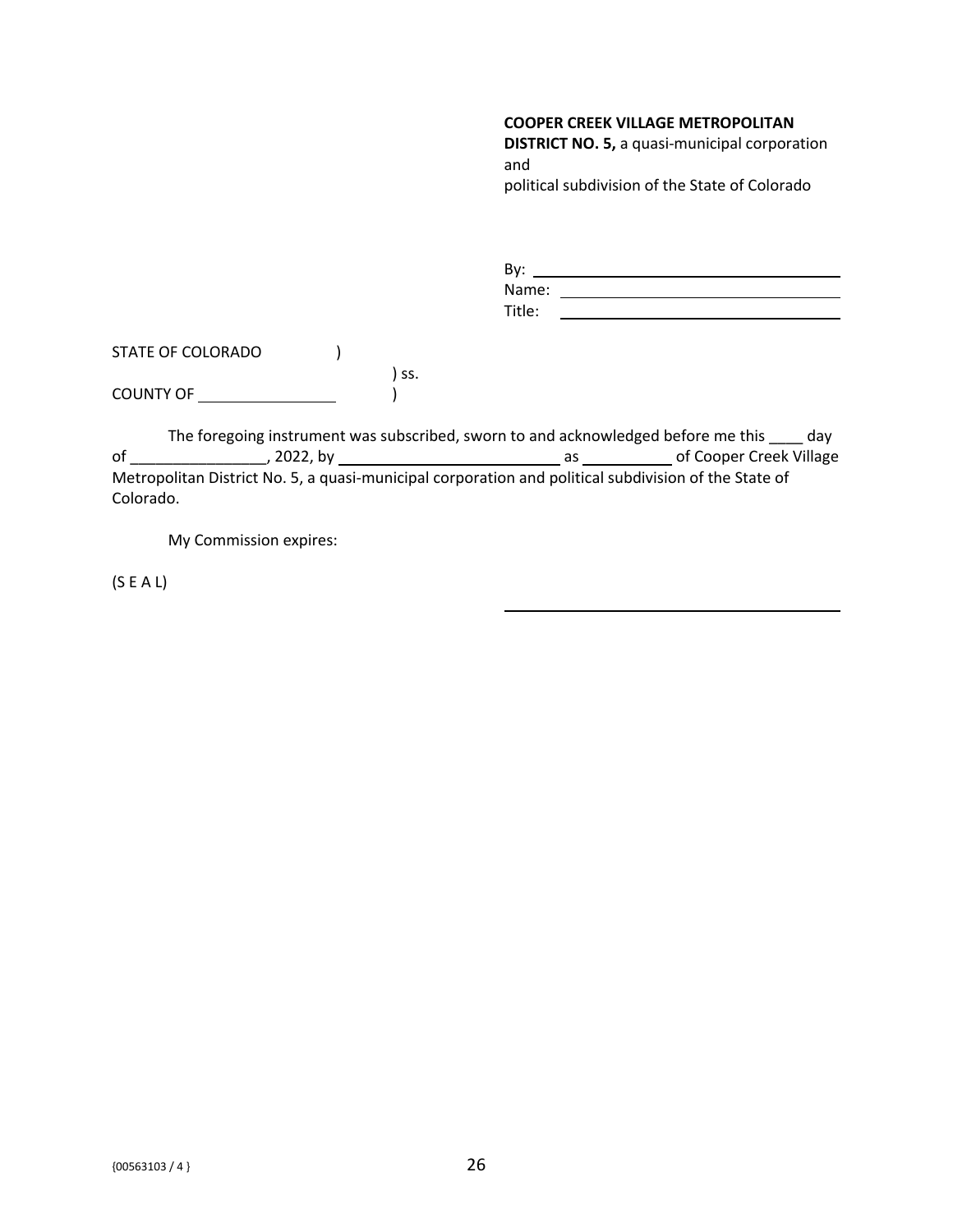**COOPER CREEK VILLAGE METROPOLITAN DISTRICT NO. 5,** a quasi-municipal corporation and
political subdivision of the State of Colorado

By: \_\_\_\_\_\_\_\_\_\_\_\_\_\_\_\_\_\_\_\_\_\_\_\_\_\_\_\_\_\_\_\_\_\_\_\_
Name: \_\_\_\_\_\_\_\_\_\_\_\_\_\_\_\_\_\_\_\_\_\_\_\_\_\_\_\_\_\_\_\_\_
Title: \_\_\_\_\_\_\_\_\_\_\_\_\_\_\_\_\_\_\_\_\_\_\_\_\_\_\_\_\_\_\_\_\_\_

STATE OF COLORADO )
) ss.
COUNTY OF \_\_\_\_\_\_\_\_\_\_\_\_\_\_\_\_ )

The foregoing instrument was subscribed, sworn to and acknowledged before me this \_\_\_\_ day of \_\_\_\_\_\_\_\_\_\_\_\_\_\_\_\_, 2022, by \_\_\_\_\_\_\_\_\_\_\_\_\_\_\_\_\_\_\_\_\_\_\_\_\_\_ as \_\_\_\_\_\_\_\_\_\_\_ of Cooper Creek Village Metropolitan District No. 5, a quasi-municipal corporation and political subdivision of the State of Colorado.

My Commission expires:

(S E A L)

\_\_\_\_\_\_\_\_\_\_\_\_\_\_\_\_\_\_\_\_\_\_\_\_\_\_\_\_\_\_\_\_\_\_\_\_\_\_\_\_

{00563103 / 4 }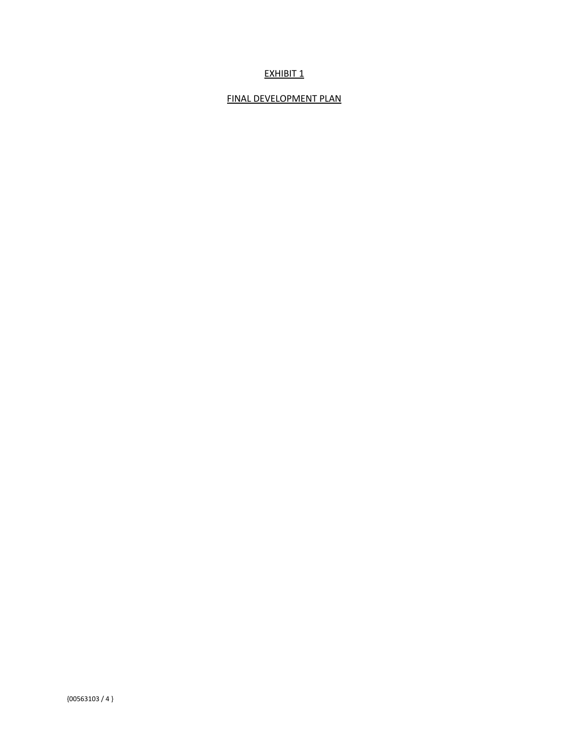# EXHIBIT 1

## FINAL DEVELOPMENT PLAN

{00563103 / 4 }